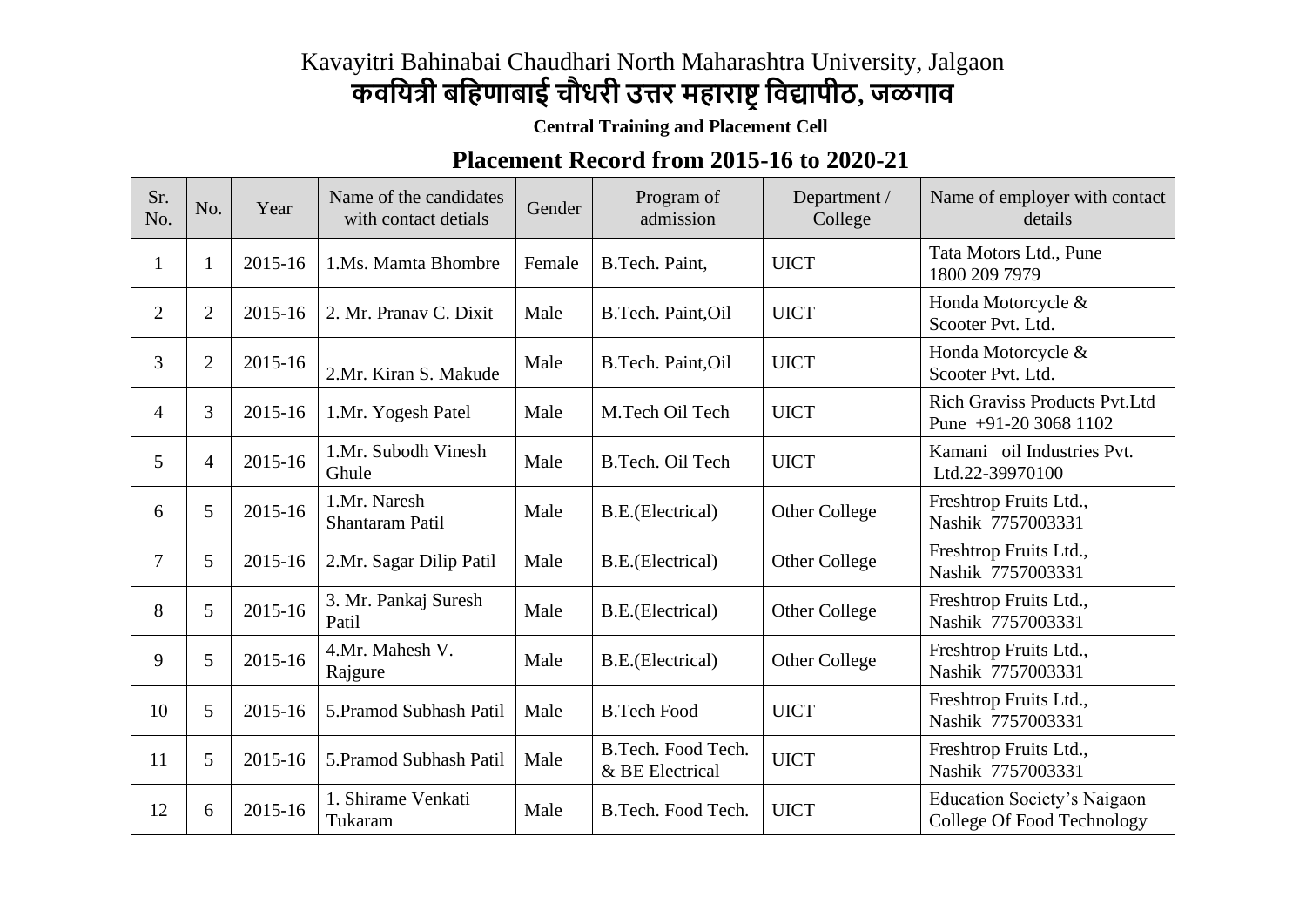# Kavayitri Bahinabai Chaudhari North Maharashtra University, Jalgaon
# कवयित्री बहिणाबाई चौधरी उत्तर महाराष्ट्र विद्यापीठ, जळगाव

**Central Training and Placement Cell**

## Placement Record from 2015-16 to 2020-21

| Sr. No. | No. | Year | Name of the candidates with contact detials | Gender | Program of admission | Department / College | Name of employer with contact details |
|---|---|---|---|---|---|---|---|
| 1 | 1 | 2015-16 | 1.Ms. Mamta Bhombre | Female | B.Tech. Paint, | UICT | Tata Motors Ltd., Pune 1800 209 7979 |
| 2 | 2 | 2015-16 | 2. Mr. Pranav C. Dixit | Male | B.Tech. Paint,Oil | UICT | Honda Motorcycle & Scooter Pvt. Ltd. |
| 3 | 2 | 2015-16 | 2.Mr. Kiran S. Makude | Male | B.Tech. Paint,Oil | UICT | Honda Motorcycle & Scooter Pvt. Ltd. |
| 4 | 3 | 2015-16 | 1.Mr. Yogesh Patel | Male | M.Tech Oil Tech | UICT | Rich Graviss Products Pvt.Ltd Pune +91-20 3068 1102 |
| 5 | 4 | 2015-16 | 1.Mr. Subodh Vinesh Ghule | Male | B.Tech. Oil Tech | UICT | Kamani oil Industries Pvt. Ltd.22-39970100 |
| 6 | 5 | 2015-16 | 1.Mr. Naresh Shantaram Patil | Male | B.E.(Electrical) | Other College | Freshtrop Fruits Ltd., Nashik 7757003331 |
| 7 | 5 | 2015-16 | 2.Mr. Sagar Dilip Patil | Male | B.E.(Electrical) | Other College | Freshtrop Fruits Ltd., Nashik 7757003331 |
| 8 | 5 | 2015-16 | 3. Mr. Pankaj Suresh Patil | Male | B.E.(Electrical) | Other College | Freshtrop Fruits Ltd., Nashik 7757003331 |
| 9 | 5 | 2015-16 | 4.Mr. Mahesh V. Rajgure | Male | B.E.(Electrical) | Other College | Freshtrop Fruits Ltd., Nashik 7757003331 |
| 10 | 5 | 2015-16 | 5.Pramod Subhash Patil | Male | B.Tech Food | UICT | Freshtrop Fruits Ltd., Nashik 7757003331 |
| 11 | 5 | 2015-16 | 5.Pramod Subhash Patil | Male | B.Tech. Food Tech. & BE Electrical | UICT | Freshtrop Fruits Ltd., Nashik 7757003331 |
| 12 | 6 | 2015-16 | 1. Shirame Venkati Tukaram | Male | B.Tech. Food Tech. | UICT | Education Society's Naigaon College Of Food Technology |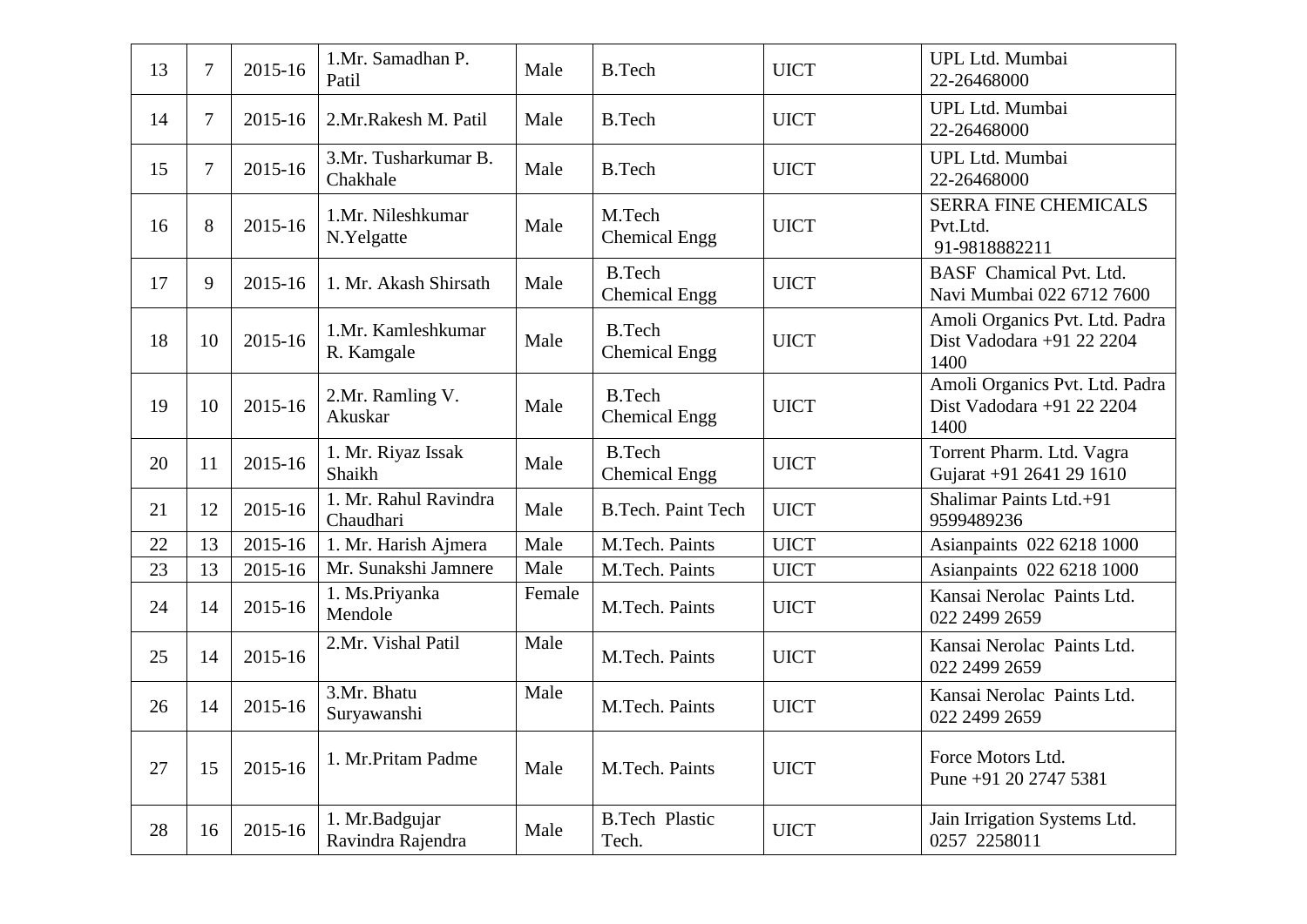| 13 | 7 | 2015-16 | 1.Mr. Samadhan P. Patil | Male | B.Tech | UICT | UPL Ltd. Mumbai 22-26468000 |
|---|---|---|---|---|---|---|---|
| 14 | 7 | 2015-16 | 2.Mr.Rakesh M. Patil | Male | B.Tech | UICT | UPL Ltd. Mumbai 22-26468000 |
| 15 | 7 | 2015-16 | 3.Mr. Tusharkumar B. Chakhale | Male | B.Tech | UICT | UPL Ltd. Mumbai 22-26468000 |
| 16 | 8 | 2015-16 | 1.Mr. Nileshkumar N.Yelgatte | Male | M.Tech Chemical Engg | UICT | SERRA FINE CHEMICALS Pvt.Ltd. 91-9818882211 |
| 17 | 9 | 2015-16 | 1. Mr. Akash Shirsath | Male | B.Tech Chemical Engg | UICT | BASF Chamical Pvt. Ltd. Navi Mumbai 022 6712 7600 |
| 18 | 10 | 2015-16 | 1.Mr. Kamleshkumar R. Kamgale | Male | B.Tech Chemical Engg | UICT | Amoli Organics Pvt. Ltd. Padra Dist Vadodara +91 22 2204 1400 |
| 19 | 10 | 2015-16 | 2.Mr. Ramling V. Akuskar | Male | B.Tech Chemical Engg | UICT | Amoli Organics Pvt. Ltd. Padra Dist Vadodara +91 22 2204 1400 |
| 20 | 11 | 2015-16 | 1. Mr. Riyaz Issak Shaikh | Male | B.Tech Chemical Engg | UICT | Torrent Pharm. Ltd. Vagra Gujarat +91 2641 29 1610 |
| 21 | 12 | 2015-16 | 1. Mr. Rahul Ravindra Chaudhari | Male | B.Tech. Paint Tech | UICT | Shalimar Paints Ltd.+91 9599489236 |
| 22 | 13 | 2015-16 | 1. Mr. Harish Ajmera | Male | M.Tech. Paints | UICT | Asianpaints 022 6218 1000 |
| 23 | 13 | 2015-16 | Mr. Sunakshi Jamnere | Male | M.Tech. Paints | UICT | Asianpaints 022 6218 1000 |
| 24 | 14 | 2015-16 | 1. Ms.Priyanka Mendole | Female | M.Tech. Paints | UICT | Kansai Nerolac Paints Ltd. 022 2499 2659 |
| 25 | 14 | 2015-16 | 2.Mr. Vishal Patil | Male | M.Tech. Paints | UICT | Kansai Nerolac Paints Ltd. 022 2499 2659 |
| 26 | 14 | 2015-16 | 3.Mr. Bhatu Suryawanshi | Male | M.Tech. Paints | UICT | Kansai Nerolac Paints Ltd. 022 2499 2659 |
| 27 | 15 | 2015-16 | 1. Mr.Pritam Padme | Male | M.Tech. Paints | UICT | Force Motors Ltd. Pune +91 20 2747 5381 |
| 28 | 16 | 2015-16 | 1. Mr.Badgujar Ravindra Rajendra | Male | B.Tech Plastic Tech. | UICT | Jain Irrigation Systems Ltd. 0257 2258011 |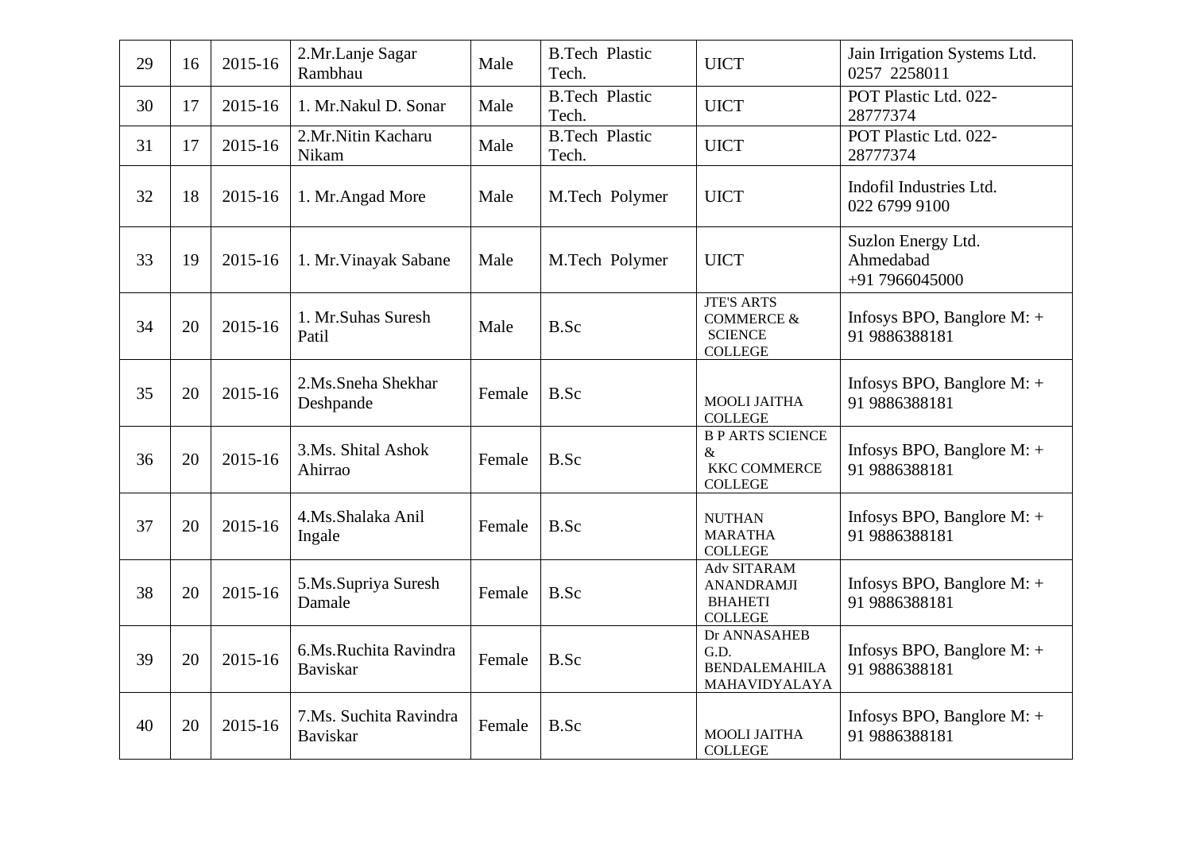| 29 | 16 | 2015-16 | 2.Mr.Lanje Sagar Rambhau | Male | B.Tech Plastic Tech. | UICT | Jain Irrigation Systems Ltd. 0257 2258011 |
|---|---|---|---|---|---|---|---|
| 30 | 17 | 2015-16 | 1. Mr.Nakul D. Sonar | Male | B.Tech Plastic Tech. | UICT | POT Plastic Ltd. 022-28777374 |
| 31 | 17 | 2015-16 | 2.Mr.Nitin Kacharu Nikam | Male | B.Tech Plastic Tech. | UICT | POT Plastic Ltd. 022-28777374 |
| 32 | 18 | 2015-16 | 1. Mr.Angad More | Male | M.Tech Polymer | UICT | Indofil Industries Ltd. 022 6799 9100 |
| 33 | 19 | 2015-16 | 1. Mr.Vinayak Sabane | Male | M.Tech Polymer | UICT | Suzlon Energy Ltd. Ahmedabad +91 7966045000 |
| 34 | 20 | 2015-16 | 1. Mr.Suhas Suresh Patil | Male | B.Sc | JTE'S ARTS COMMERCE & SCIENCE COLLEGE | Infosys BPO, Banglore M: + 91 9886388181 |
| 35 | 20 | 2015-16 | 2.Ms.Sneha Shekhar Deshpande | Female | B.Sc | MOOLI JAITHA COLLEGE | Infosys BPO, Banglore M: + 91 9886388181 |
| 36 | 20 | 2015-16 | 3.Ms. Shital Ashok Ahirrao | Female | B.Sc | B P ARTS SCIENCE & KKC COMMERCE COLLEGE | Infosys BPO, Banglore M: + 91 9886388181 |
| 37 | 20 | 2015-16 | 4.Ms.Shalaka Anil Ingale | Female | B.Sc | NUTHAN MARATHA COLLEGE | Infosys BPO, Banglore M: + 91 9886388181 |
| 38 | 20 | 2015-16 | 5.Ms.Supriya Suresh Damale | Female | B.Sc | Adv SITARAM ANANDRAMJI BHAHETI COLLEGE | Infosys BPO, Banglore M: + 91 9886388181 |
| 39 | 20 | 2015-16 | 6.Ms.Ruchita Ravindra Baviskar | Female | B.Sc | Dr ANNASAHEB G.D. BENDALEMAHILA MAHAVIDYALAYA | Infosys BPO, Banglore M: + 91 9886388181 |
| 40 | 20 | 2015-16 | 7.Ms. Suchita Ravindra Baviskar | Female | B.Sc | MOOLI JAITHA COLLEGE | Infosys BPO, Banglore M: + 91 9886388181 |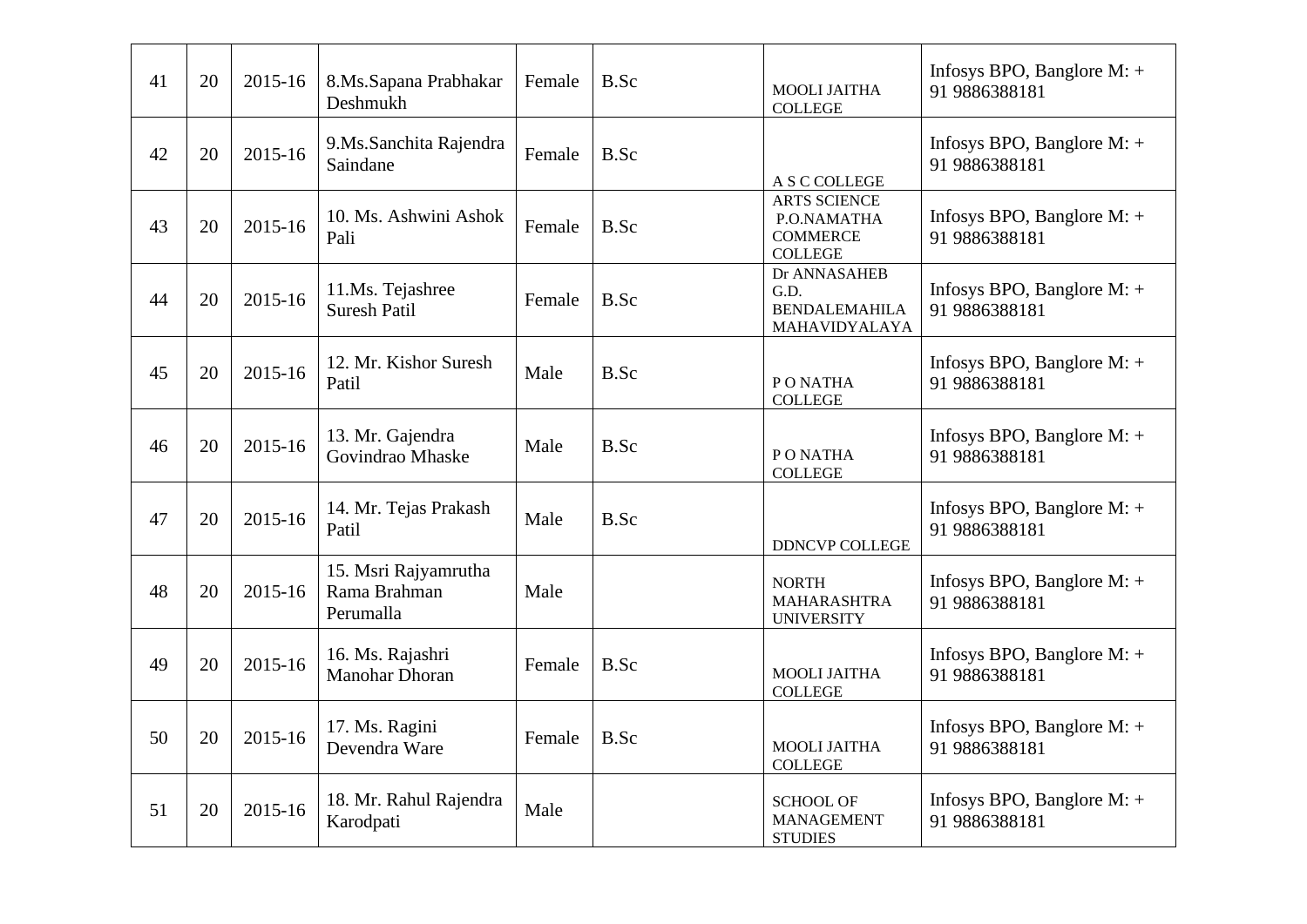| 41 | 20 | 2015-16 | 8.Ms.Sapana Prabhakar Deshmukh | Female | B.Sc | MOOLI JAITHA COLLEGE | Infosys BPO, Banglore M: + 91 9886388181 |
|---|---|---|---|---|---|---|---|
| 42 | 20 | 2015-16 | 9.Ms.Sanchita Rajendra Saindane | Female | B.Sc | A S C COLLEGE | Infosys BPO, Banglore M: + 91 9886388181 |
| 43 | 20 | 2015-16 | 10. Ms. Ashwini Ashok Pali | Female | B.Sc | ARTS SCIENCE P.O.NAMATHA COMMERCE COLLEGE | Infosys BPO, Banglore M: + 91 9886388181 |
| 44 | 20 | 2015-16 | 11.Ms. Tejashree Suresh Patil | Female | B.Sc | Dr ANNASAHEB G.D. BENDALEMAHILA MAHAVIDYALAYA | Infosys BPO, Banglore M: + 91 9886388181 |
| 45 | 20 | 2015-16 | 12. Mr. Kishor Suresh Patil | Male | B.Sc | P O NATHA COLLEGE | Infosys BPO, Banglore M: + 91 9886388181 |
| 46 | 20 | 2015-16 | 13. Mr. Gajendra Govindrao Mhaske | Male | B.Sc | P O NATHA COLLEGE | Infosys BPO, Banglore M: + 91 9886388181 |
| 47 | 20 | 2015-16 | 14. Mr. Tejas Prakash Patil | Male | B.Sc | DDNCVP COLLEGE | Infosys BPO, Banglore M: + 91 9886388181 |
| 48 | 20 | 2015-16 | 15. Msri Rajyamrutha Rama Brahman Perumalla | Male | | NORTH MAHARASHTRA UNIVERSITY | Infosys BPO, Banglore M: + 91 9886388181 |
| 49 | 20 | 2015-16 | 16. Ms. Rajashri Manohar Dhoran | Female | B.Sc | MOOLI JAITHA COLLEGE | Infosys BPO, Banglore M: + 91 9886388181 |
| 50 | 20 | 2015-16 | 17. Ms. Ragini Devendra Ware | Female | B.Sc | MOOLI JAITHA COLLEGE | Infosys BPO, Banglore M: + 91 9886388181 |
| 51 | 20 | 2015-16 | 18. Mr. Rahul Rajendra Karodpati | Male | | SCHOOL OF MANAGEMENT STUDIES | Infosys BPO, Banglore M: + 91 9886388181 |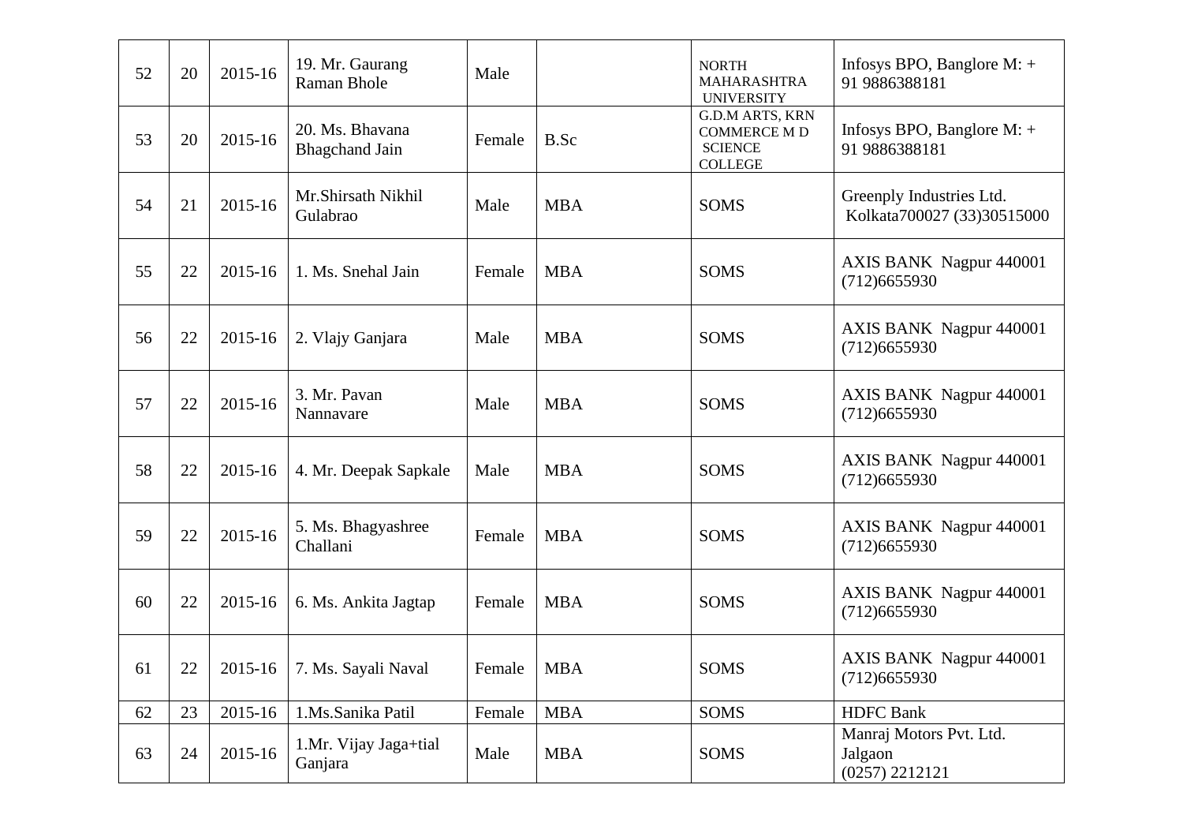| 52 | 20 | 2015-16 | 19. Mr. Gaurang Raman Bhole | Male | | NORTH MAHARASHTRA UNIVERSITY | Infosys BPO, Banglore M: + 91 9886388181 |
|---|---|---|---|---|---|---|---|
| 53 | 20 | 2015-16 | 20. Ms. Bhavana Bhagchand Jain | Female | B.Sc | G.D.M ARTS, KRN COMMERCE M D SCIENCE COLLEGE | Infosys BPO, Banglore M: + 91 9886388181 |
| 54 | 21 | 2015-16 | Mr.Shirsath Nikhil Gulabrao | Male | MBA | SOMS | Greenply Industries Ltd. Kolkata700027 (33)30515000 |
| 55 | 22 | 2015-16 | 1. Ms. Snehal Jain | Female | MBA | SOMS | AXIS BANK Nagpur 440001 (712)6655930 |
| 56 | 22 | 2015-16 | 2. Vlajy Ganjara | Male | MBA | SOMS | AXIS BANK Nagpur 440001 (712)6655930 |
| 57 | 22 | 2015-16 | 3. Mr. Pavan Nannavare | Male | MBA | SOMS | AXIS BANK Nagpur 440001 (712)6655930 |
| 58 | 22 | 2015-16 | 4. Mr. Deepak Sapkale | Male | MBA | SOMS | AXIS BANK Nagpur 440001 (712)6655930 |
| 59 | 22 | 2015-16 | 5. Ms. Bhagyashree Challani | Female | MBA | SOMS | AXIS BANK Nagpur 440001 (712)6655930 |
| 60 | 22 | 2015-16 | 6. Ms. Ankita Jagtap | Female | MBA | SOMS | AXIS BANK Nagpur 440001 (712)6655930 |
| 61 | 22 | 2015-16 | 7. Ms. Sayali Naval | Female | MBA | SOMS | AXIS BANK Nagpur 440001 (712)6655930 |
| 62 | 23 | 2015-16 | 1.Ms.Sanika Patil | Female | MBA | SOMS | HDFC Bank |
| 63 | 24 | 2015-16 | 1.Mr. Vijay Jaga+tial Ganjara | Male | MBA | SOMS | Manraj Motors Pvt. Ltd. Jalgaon (0257) 2212121 |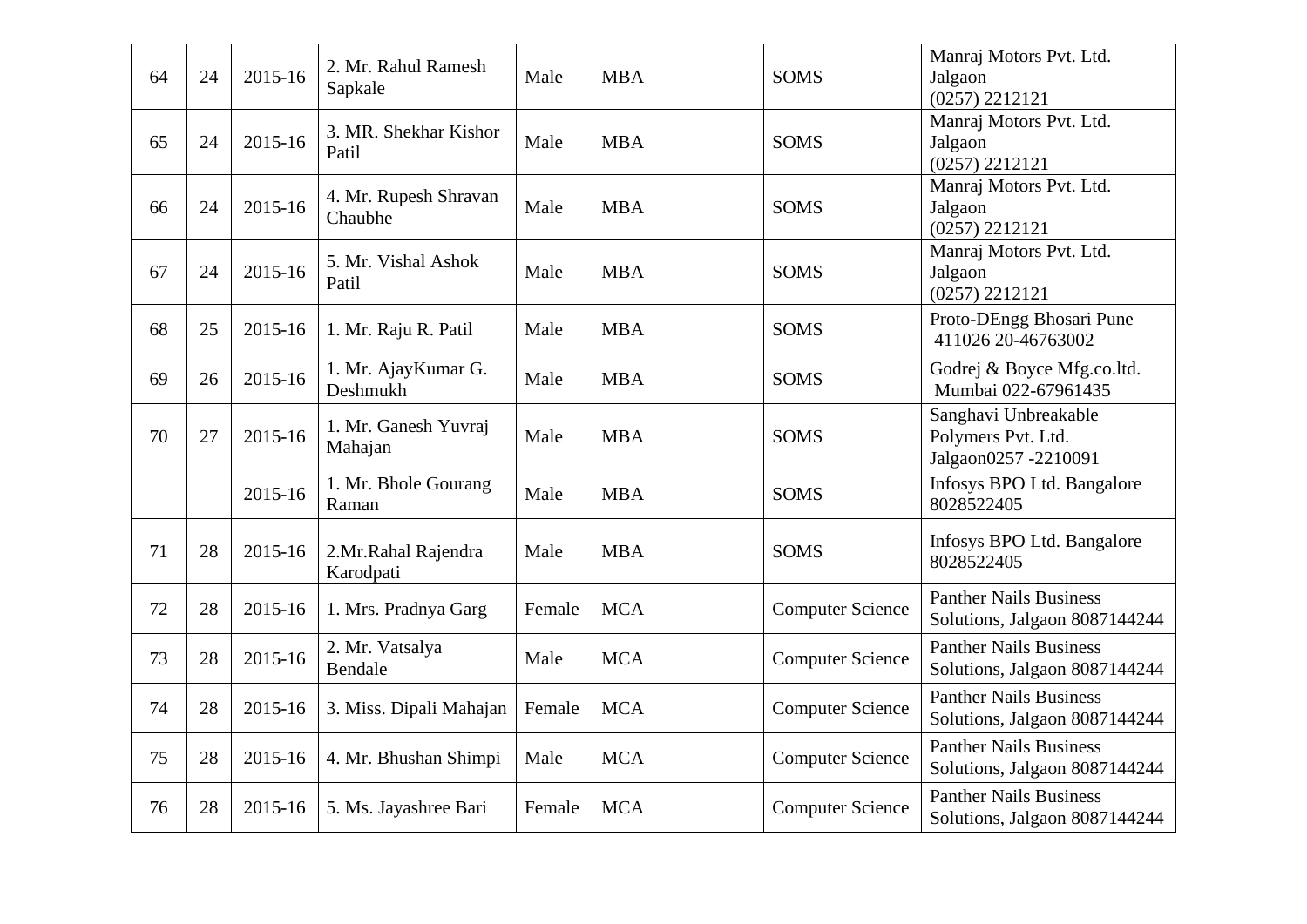| 64 | 24 | 2015-16 | 2. Mr. Rahul Ramesh Sapkale | Male | MBA | SOMS | Manraj Motors Pvt. Ltd. Jalgaon (0257) 2212121 |
|---|---|---|---|---|---|---|---|
| 65 | 24 | 2015-16 | 3. MR. Shekhar Kishor Patil | Male | MBA | SOMS | Manraj Motors Pvt. Ltd. Jalgaon (0257) 2212121 |
| 66 | 24 | 2015-16 | 4. Mr. Rupesh Shravan Chaubhe | Male | MBA | SOMS | Manraj Motors Pvt. Ltd. Jalgaon (0257) 2212121 |
| 67 | 24 | 2015-16 | 5. Mr. Vishal Ashok Patil | Male | MBA | SOMS | Manraj Motors Pvt. Ltd. Jalgaon (0257) 2212121 |
| 68 | 25 | 2015-16 | 1. Mr. Raju R. Patil | Male | MBA | SOMS | Proto-DEngg Bhosari Pune 411026 20-46763002 |
| 69 | 26 | 2015-16 | 1. Mr. AjayKumar G. Deshmukh | Male | MBA | SOMS | Godrej & Boyce Mfg.co.ltd. Mumbai 022-67961435 |
| 70 | 27 | 2015-16 | 1. Mr. Ganesh Yuvraj Mahajan | Male | MBA | SOMS | Sanghavi Unbreakable Polymers Pvt. Ltd. Jalgaon0257 -2210091 |
| | | 2015-16 | 1. Mr. Bhole Gourang Raman | Male | MBA | SOMS | Infosys BPO Ltd. Bangalore 8028522405 |
| 71 | 28 | 2015-16 | 2.Mr.Rahal Rajendra Karodpati | Male | MBA | SOMS | Infosys BPO Ltd. Bangalore 8028522405 |
| 72 | 28 | 2015-16 | 1. Mrs. Pradnya Garg | Female | MCA | Computer Science | Panther Nails Business Solutions, Jalgaon 8087144244 |
| 73 | 28 | 2015-16 | 2. Mr. Vatsalya Bendale | Male | MCA | Computer Science | Panther Nails Business Solutions, Jalgaon 8087144244 |
| 74 | 28 | 2015-16 | 3. Miss. Dipali Mahajan | Female | MCA | Computer Science | Panther Nails Business Solutions, Jalgaon 8087144244 |
| 75 | 28 | 2015-16 | 4. Mr. Bhushan Shimpi | Male | MCA | Computer Science | Panther Nails Business Solutions, Jalgaon 8087144244 |
| 76 | 28 | 2015-16 | 5. Ms. Jayashree Bari | Female | MCA | Computer Science | Panther Nails Business Solutions, Jalgaon 8087144244 |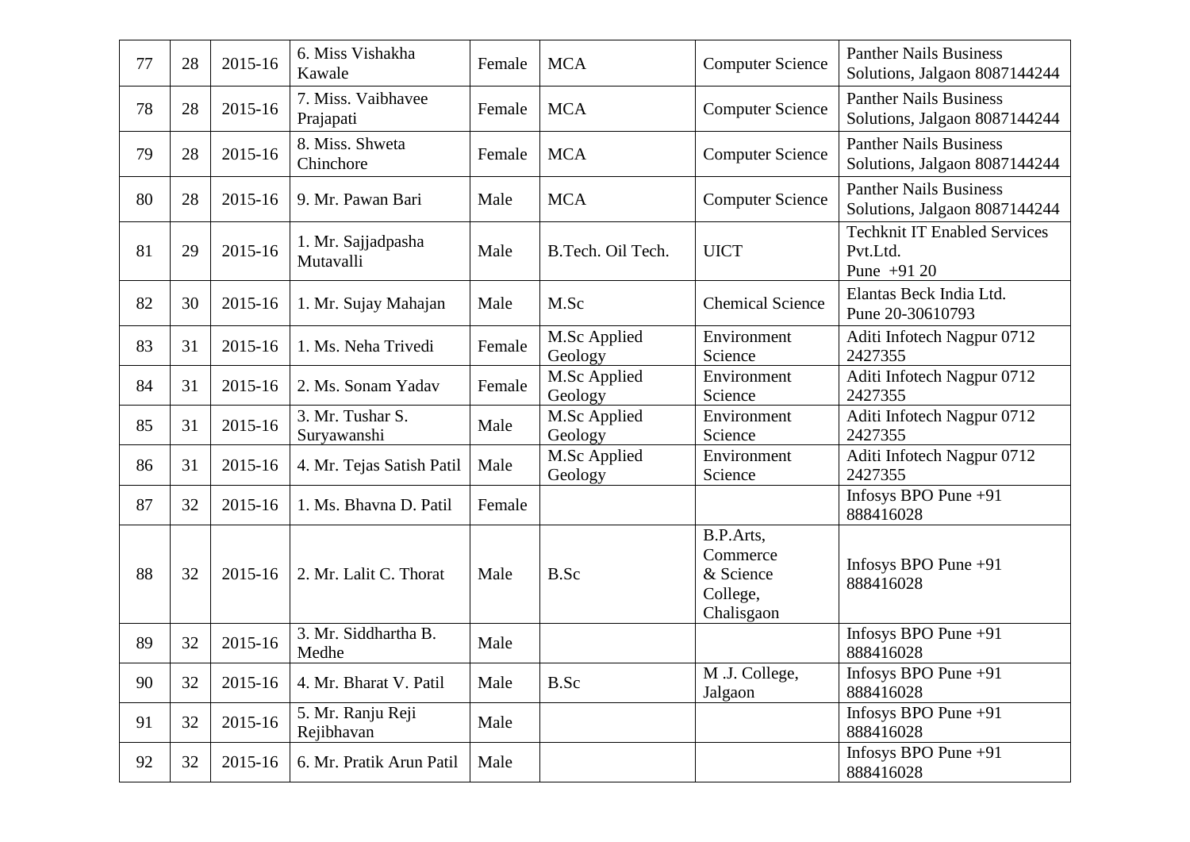| 77 | 28 | 2015-16 | 6. Miss Vishakha Kawale | Female | MCA | Computer Science | Panther Nails Business Solutions, Jalgaon 8087144244 |
|---|---|---|---|---|---|---|---|
| 78 | 28 | 2015-16 | 7. Miss. Vaibhavee Prajapati | Female | MCA | Computer Science | Panther Nails Business Solutions, Jalgaon 8087144244 |
| 79 | 28 | 2015-16 | 8. Miss. Shweta Chinchore | Female | MCA | Computer Science | Panther Nails Business Solutions, Jalgaon 8087144244 |
| 80 | 28 | 2015-16 | 9. Mr. Pawan Bari | Male | MCA | Computer Science | Panther Nails Business Solutions, Jalgaon 8087144244 |
| 81 | 29 | 2015-16 | 1. Mr. Sajjadpasha Mutavalli | Male | B.Tech. Oil Tech. | UICT | Techknit IT Enabled Services Pvt.Ltd. Pune +91 20 |
| 82 | 30 | 2015-16 | 1. Mr. Sujay Mahajan | Male | M.Sc | Chemical Science | Elantas Beck India Ltd. Pune 20-30610793 |
| 83 | 31 | 2015-16 | 1. Ms. Neha Trivedi | Female | M.Sc Applied Geology | Environment Science | Aditi Infotech Nagpur 0712 2427355 |
| 84 | 31 | 2015-16 | 2. Ms. Sonam Yadav | Female | M.Sc Applied Geology | Environment Science | Aditi Infotech Nagpur 0712 2427355 |
| 85 | 31 | 2015-16 | 3. Mr. Tushar S. Suryawanshi | Male | M.Sc Applied Geology | Environment Science | Aditi Infotech Nagpur 0712 2427355 |
| 86 | 31 | 2015-16 | 4. Mr. Tejas Satish Patil | Male | M.Sc Applied Geology | Environment Science | Aditi Infotech Nagpur 0712 2427355 |
| 87 | 32 | 2015-16 | 1. Ms. Bhavna D. Patil | Female | | | Infosys BPO Pune +91 888416028 |
| 88 | 32 | 2015-16 | 2. Mr. Lalit C. Thorat | Male | B.Sc | B.P.Arts, Commerce & Science College, Chalisgaon | Infosys BPO Pune +91 888416028 |
| 89 | 32 | 2015-16 | 3. Mr. Siddhartha B. Medhe | Male | | | Infosys BPO Pune +91 888416028 |
| 90 | 32 | 2015-16 | 4. Mr. Bharat V. Patil | Male | B.Sc | M .J. College, Jalgaon | Infosys BPO Pune +91 888416028 |
| 91 | 32 | 2015-16 | 5. Mr. Ranju Reji Rejibhavan | Male | | | Infosys BPO Pune +91 888416028 |
| 92 | 32 | 2015-16 | 6. Mr. Pratik Arun Patil | Male | | | Infosys BPO Pune +91 888416028 |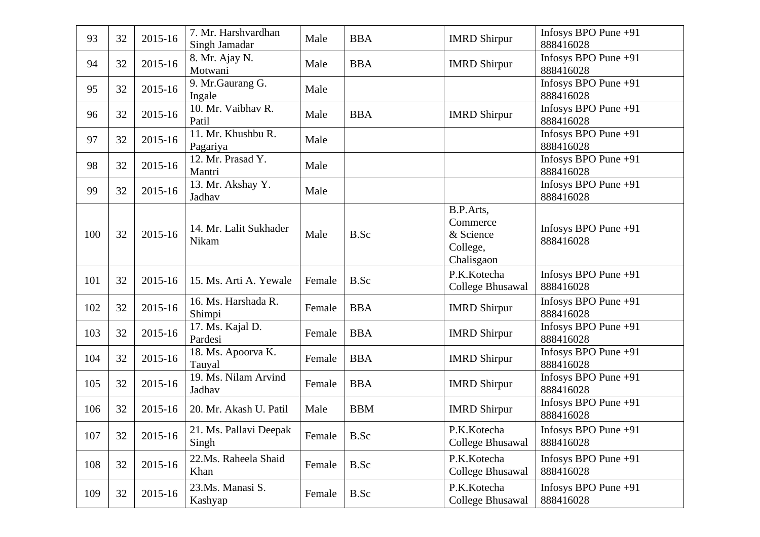| 93 | 32 | 2015-16 | 7. Mr. Harshvardhan Singh Jamadar | Male | BBA | IMRD Shirpur | Infosys BPO Pune +91 888416028 |
|---|---|---|---|---|---|---|---|
| 94 | 32 | 2015-16 | 8. Mr. Ajay N. Motwani | Male | BBA | IMRD Shirpur | Infosys BPO Pune +91 888416028 |
| 95 | 32 | 2015-16 | 9. Mr.Gaurang G. Ingale | Male | | | Infosys BPO Pune +91 888416028 |
| 96 | 32 | 2015-16 | 10. Mr. Vaibhav R. Patil | Male | BBA | IMRD Shirpur | Infosys BPO Pune +91 888416028 |
| 97 | 32 | 2015-16 | 11. Mr. Khushbu R. Pagariya | Male | | | Infosys BPO Pune +91 888416028 |
| 98 | 32 | 2015-16 | 12. Mr. Prasad Y. Mantri | Male | | | Infosys BPO Pune +91 888416028 |
| 99 | 32 | 2015-16 | 13. Mr. Akshay Y. Jadhav | Male | | | Infosys BPO Pune +91 888416028 |
| 100 | 32 | 2015-16 | 14. Mr. Lalit Sukhader Nikam | Male | B.Sc | B.P.Arts, Commerce & Science College, Chalisgaon | Infosys BPO Pune +91 888416028 |
| 101 | 32 | 2015-16 | 15. Ms. Arti A. Yewale | Female | B.Sc | P.K.Kotecha College Bhusawal | Infosys BPO Pune +91 888416028 |
| 102 | 32 | 2015-16 | 16. Ms. Harshada R. Shimpi | Female | BBA | IMRD Shirpur | Infosys BPO Pune +91 888416028 |
| 103 | 32 | 2015-16 | 17. Ms. Kajal D. Pardesi | Female | BBA | IMRD Shirpur | Infosys BPO Pune +91 888416028 |
| 104 | 32 | 2015-16 | 18. Ms. Apoorva K. Tauyal | Female | BBA | IMRD Shirpur | Infosys BPO Pune +91 888416028 |
| 105 | 32 | 2015-16 | 19. Ms. Nilam Arvind Jadhav | Female | BBA | IMRD Shirpur | Infosys BPO Pune +91 888416028 |
| 106 | 32 | 2015-16 | 20. Mr. Akash U. Patil | Male | BBM | IMRD Shirpur | Infosys BPO Pune +91 888416028 |
| 107 | 32 | 2015-16 | 21. Ms. Pallavi Deepak Singh | Female | B.Sc | P.K.Kotecha College Bhusawal | Infosys BPO Pune +91 888416028 |
| 108 | 32 | 2015-16 | 22.Ms. Raheela Shaid Khan | Female | B.Sc | P.K.Kotecha College Bhusawal | Infosys BPO Pune +91 888416028 |
| 109 | 32 | 2015-16 | 23.Ms. Manasi S. Kashyap | Female | B.Sc | P.K.Kotecha College Bhusawal | Infosys BPO Pune +91 888416028 |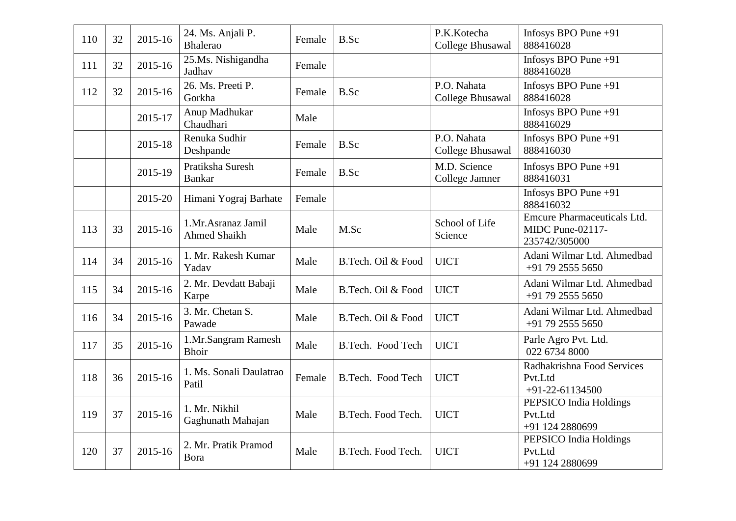| 110 | 32 | 2015-16 | 24. Ms. Anjali P. Bhalerao | Female | B.Sc | P.K.Kotecha College Bhusawal | Infosys BPO Pune +91 888416028 |
|---|---|---|---|---|---|---|---|
| 111 | 32 | 2015-16 | 25.Ms. Nishigandha Jadhav | Female | | | Infosys BPO Pune +91 888416028 |
| 112 | 32 | 2015-16 | 26. Ms. Preeti P. Gorkha | Female | B.Sc | P.O. Nahata College Bhusawal | Infosys BPO Pune +91 888416028 |
| | | 2015-17 | Anup Madhukar Chaudhari | Male | | | Infosys BPO Pune +91 888416029 |
| | | 2015-18 | Renuka Sudhir Deshpande | Female | B.Sc | P.O. Nahata College Bhusawal | Infosys BPO Pune +91 888416030 |
| | | 2015-19 | Pratiksha Suresh Bankar | Female | B.Sc | M.D. Science College Jamner | Infosys BPO Pune +91 888416031 |
| | | 2015-20 | Himani Yograj Barhate | Female | | | Infosys BPO Pune +91 888416032 |
| 113 | 33 | 2015-16 | 1.Mr.Asranaz Jamil Ahmed Shaikh | Male | M.Sc | School of Life Science | Emcure Pharmaceuticals Ltd. MIDC Pune-02117-235742/305000 |
| 114 | 34 | 2015-16 | 1. Mr. Rakesh Kumar Yadav | Male | B.Tech. Oil & Food | UICT | Adani Wilmar Ltd. Ahmedbad +91 79 2555 5650 |
| 115 | 34 | 2015-16 | 2. Mr. Devdatt Babaji Karpe | Male | B.Tech. Oil & Food | UICT | Adani Wilmar Ltd. Ahmedbad +91 79 2555 5650 |
| 116 | 34 | 2015-16 | 3. Mr. Chetan S. Pawade | Male | B.Tech. Oil & Food | UICT | Adani Wilmar Ltd. Ahmedbad +91 79 2555 5650 |
| 117 | 35 | 2015-16 | 1.Mr.Sangram Ramesh Bhoir | Male | B.Tech. Food Tech | UICT | Parle Agro Pvt. Ltd. 022 6734 8000 |
| 118 | 36 | 2015-16 | 1. Ms. Sonali Daulatrao Patil | Female | B.Tech. Food Tech | UICT | Radhakrishna Food Services Pvt.Ltd +91-22-61134500 |
| 119 | 37 | 2015-16 | 1. Mr. Nikhil Gaghunath Mahajan | Male | B.Tech. Food Tech. | UICT | PEPSICO India Holdings Pvt.Ltd +91 124 2880699 |
| 120 | 37 | 2015-16 | 2. Mr. Pratik Pramod Bora | Male | B.Tech. Food Tech. | UICT | PEPSICO India Holdings Pvt.Ltd +91 124 2880699 |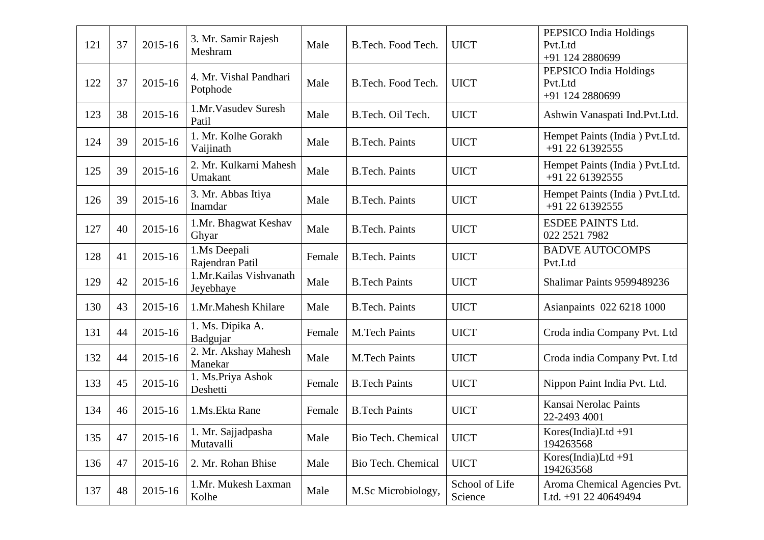| 121 | 37 | 2015-16 | 3. Mr. Samir Rajesh Meshram | Male | B.Tech. Food Tech. | UICT | PEPSICO India Holdings Pvt.Ltd +91 124 2880699 |
|---|---|---|---|---|---|---|---|
| 122 | 37 | 2015-16 | 4. Mr. Vishal Pandhari Potphode | Male | B.Tech. Food Tech. | UICT | PEPSICO India Holdings Pvt.Ltd +91 124 2880699 |
| 123 | 38 | 2015-16 | 1.Mr.Vasudev Suresh Patil | Male | B.Tech. Oil Tech. | UICT | Ashwin Vanaspati Ind.Pvt.Ltd. |
| 124 | 39 | 2015-16 | 1. Mr. Kolhe Gorakh Vaijinath | Male | B.Tech. Paints | UICT | Hempet Paints (India ) Pvt.Ltd. +91 22 61392555 |
| 125 | 39 | 2015-16 | 2. Mr. Kulkarni Mahesh Umakant | Male | B.Tech. Paints | UICT | Hempet Paints (India ) Pvt.Ltd. +91 22 61392555 |
| 126 | 39 | 2015-16 | 3. Mr. Abbas Itiya Inamdar | Male | B.Tech. Paints | UICT | Hempet Paints (India ) Pvt.Ltd. +91 22 61392555 |
| 127 | 40 | 2015-16 | 1.Mr. Bhagwat Keshav Ghyar | Male | B.Tech. Paints | UICT | ESDEE PAINTS Ltd. 022 2521 7982 |
| 128 | 41 | 2015-16 | 1.Ms Deepali Rajendran Patil | Female | B.Tech. Paints | UICT | BADVE AUTOCOMPS Pvt.Ltd |
| 129 | 42 | 2015-16 | 1.Mr.Kailas Vishvanath Jeyebhaye | Male | B.Tech Paints | UICT | Shalimar Paints 9599489236 |
| 130 | 43 | 2015-16 | 1.Mr.Mahesh Khilare | Male | B.Tech. Paints | UICT | Asianpaints 022 6218 1000 |
| 131 | 44 | 2015-16 | 1. Ms. Dipika A. Badgujar | Female | M.Tech Paints | UICT | Croda india Company Pvt. Ltd |
| 132 | 44 | 2015-16 | 2. Mr. Akshay Mahesh Manekar | Male | M.Tech Paints | UICT | Croda india Company Pvt. Ltd |
| 133 | 45 | 2015-16 | 1. Ms.Priya Ashok Deshetti | Female | B.Tech Paints | UICT | Nippon Paint India Pvt. Ltd. |
| 134 | 46 | 2015-16 | 1.Ms.Ekta Rane | Female | B.Tech Paints | UICT | Kansai Nerolac Paints 22-2493 4001 |
| 135 | 47 | 2015-16 | 1. Mr. Sajjadpasha Mutavalli | Male | Bio Tech. Chemical | UICT | Kores(India)Ltd +91 194263568 |
| 136 | 47 | 2015-16 | 2. Mr. Rohan Bhise | Male | Bio Tech. Chemical | UICT | Kores(India)Ltd +91 194263568 |
| 137 | 48 | 2015-16 | 1.Mr. Mukesh Laxman Kolhe | Male | M.Sc Microbiology, | School of Life Science | Aroma Chemical Agencies Pvt. Ltd. +91 22 40649494 |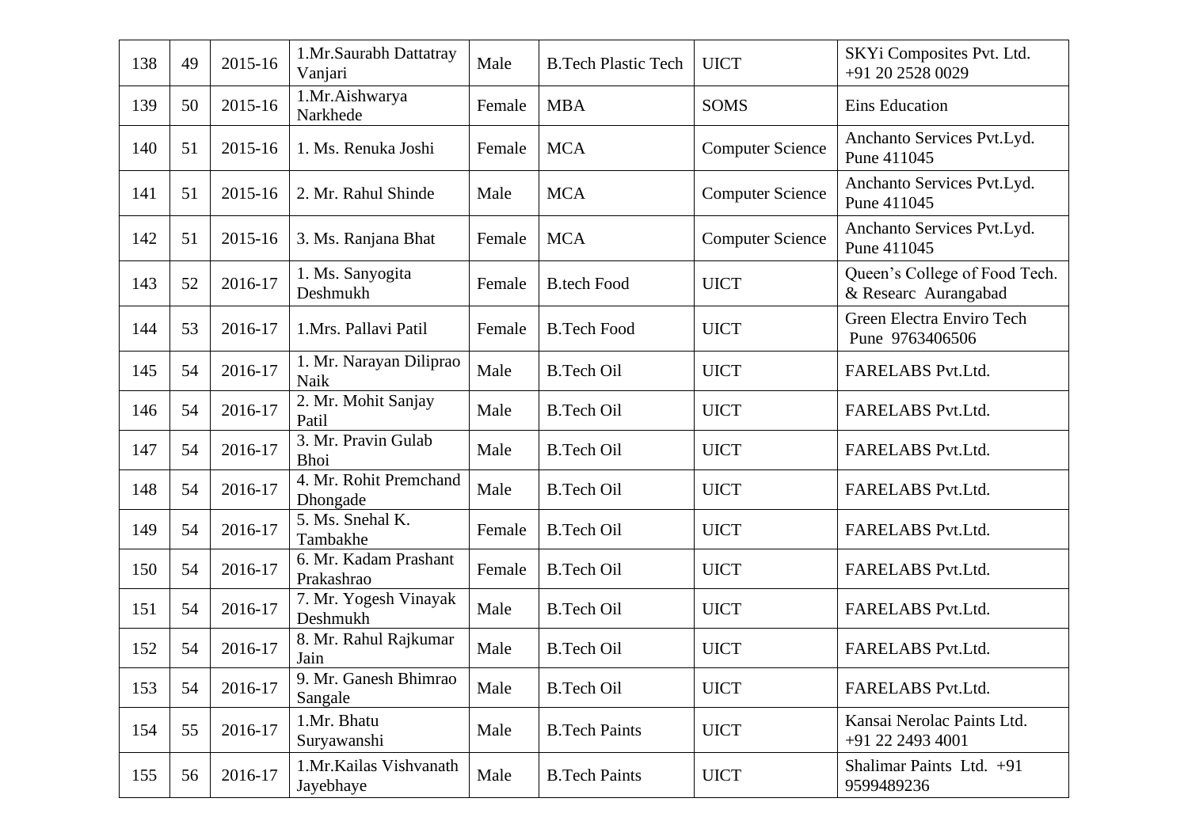| 138 | 49 | 2015-16 | 1.Mr.Saurabh Dattatray Vanjari | Male | B.Tech Plastic Tech | UICT | SKYi Composites Pvt. Ltd. +91 20 2528 0029 |
|---|---|---|---|---|---|---|---|
| 139 | 50 | 2015-16 | 1.Mr.Aishwarya Narkhede | Female | MBA | SOMS | Eins Education |
| 140 | 51 | 2015-16 | 1. Ms. Renuka Joshi | Female | MCA | Computer Science | Anchanto Services Pvt.Lyd. Pune 411045 |
| 141 | 51 | 2015-16 | 2. Mr. Rahul Shinde | Male | MCA | Computer Science | Anchanto Services Pvt.Lyd. Pune 411045 |
| 142 | 51 | 2015-16 | 3. Ms. Ranjana Bhat | Female | MCA | Computer Science | Anchanto Services Pvt.Lyd. Pune 411045 |
| 143 | 52 | 2016-17 | 1. Ms. Sanyogita Deshmukh | Female | B.tech Food | UICT | Queen's College of Food Tech. & Researc Aurangabad |
| 144 | 53 | 2016-17 | 1.Mrs. Pallavi Patil | Female | B.Tech Food | UICT | Green Electra Enviro Tech Pune 9763406506 |
| 145 | 54 | 2016-17 | 1. Mr. Narayan Diliprao Naik | Male | B.Tech Oil | UICT | FARELABS Pvt.Ltd. |
| 146 | 54 | 2016-17 | 2. Mr. Mohit Sanjay Patil | Male | B.Tech Oil | UICT | FARELABS Pvt.Ltd. |
| 147 | 54 | 2016-17 | 3. Mr. Pravin Gulab Bhoi | Male | B.Tech Oil | UICT | FARELABS Pvt.Ltd. |
| 148 | 54 | 2016-17 | 4. Mr. Rohit Premchand Dhongade | Male | B.Tech Oil | UICT | FARELABS Pvt.Ltd. |
| 149 | 54 | 2016-17 | 5. Ms. Snehal K. Tambakhe | Female | B.Tech Oil | UICT | FARELABS Pvt.Ltd. |
| 150 | 54 | 2016-17 | 6. Mr. Kadam Prashant Prakashrao | Female | B.Tech Oil | UICT | FARELABS Pvt.Ltd. |
| 151 | 54 | 2016-17 | 7. Mr. Yogesh Vinayak Deshmukh | Male | B.Tech Oil | UICT | FARELABS Pvt.Ltd. |
| 152 | 54 | 2016-17 | 8. Mr. Rahul Rajkumar Jain | Male | B.Tech Oil | UICT | FARELABS Pvt.Ltd. |
| 153 | 54 | 2016-17 | 9. Mr. Ganesh Bhimrao Sangale | Male | B.Tech Oil | UICT | FARELABS Pvt.Ltd. |
| 154 | 55 | 2016-17 | 1.Mr. Bhatu Suryawanshi | Male | B.Tech Paints | UICT | Kansai Nerolac Paints Ltd. +91 22 2493 4001 |
| 155 | 56 | 2016-17 | 1.Mr.Kailas Vishvanath Jayebhaye | Male | B.Tech Paints | UICT | Shalimar Paints Ltd. +91 9599489236 |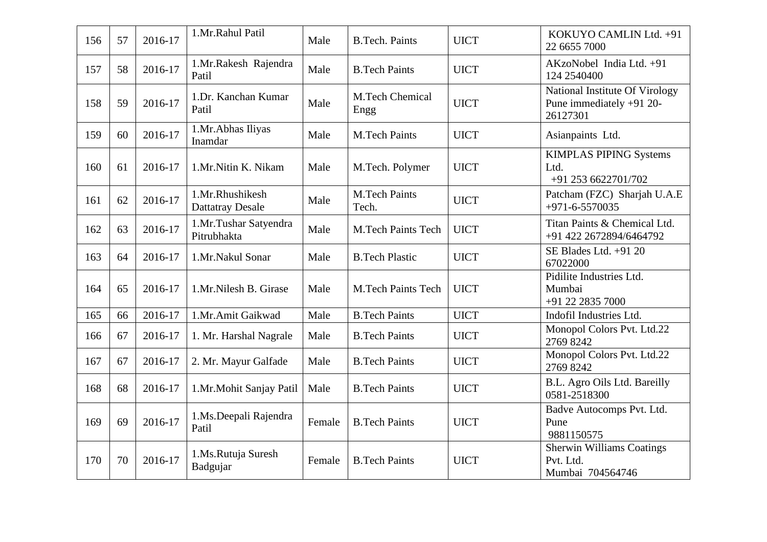| 156 | 57 | 2016-17 | 1.Mr.Rahul Patil | Male | B.Tech. Paints | UICT | KOKUYO CAMLIN Ltd. +91 22 6655 7000 |
|---|---|---|---|---|---|---|---|
| 157 | 58 | 2016-17 | 1.Mr.Rakesh Rajendra Patil | Male | B.Tech Paints | UICT | AKzoNobel India Ltd. +91 124 2540400 |
| 158 | 59 | 2016-17 | 1.Dr. Kanchan Kumar Patil | Male | M.Tech Chemical Engg | UICT | National Institute Of Virology Pune immediately +91 20-26127301 |
| 159 | 60 | 2016-17 | 1.Mr.Abhas Iliyas Inamdar | Male | M.Tech Paints | UICT | Asianpaints Ltd. |
| 160 | 61 | 2016-17 | 1.Mr.Nitin K. Nikam | Male | M.Tech. Polymer | UICT | KIMPLAS PIPING Systems Ltd. +91 253 6622701/702 |
| 161 | 62 | 2016-17 | 1.Mr.Rhushikesh Dattatray Desale | Male | M.Tech Paints Tech. | UICT | Patcham (FZC) Sharjah U.A.E +971-6-5570035 |
| 162 | 63 | 2016-17 | 1.Mr.Tushar Satyendra Pitrubhakta | Male | M.Tech Paints Tech | UICT | Titan Paints & Chemical Ltd. +91 422 2672894/6464792 |
| 163 | 64 | 2016-17 | 1.Mr.Nakul Sonar | Male | B.Tech Plastic | UICT | SE Blades Ltd. +91 20 67022000 |
| 164 | 65 | 2016-17 | 1.Mr.Nilesh B. Girase | Male | M.Tech Paints Tech | UICT | Pidilite Industries Ltd. Mumbai +91 22 2835 7000 |
| 165 | 66 | 2016-17 | 1.Mr.Amit Gaikwad | Male | B.Tech Paints | UICT | Indofil Industries Ltd. |
| 166 | 67 | 2016-17 | 1. Mr. Harshal Nagrale | Male | B.Tech Paints | UICT | Monopol Colors Pvt. Ltd.22 2769 8242 |
| 167 | 67 | 2016-17 | 2. Mr. Mayur Galfade | Male | B.Tech Paints | UICT | Monopol Colors Pvt. Ltd.22 2769 8242 |
| 168 | 68 | 2016-17 | 1.Mr.Mohit Sanjay Patil | Male | B.Tech Paints | UICT | B.L. Agro Oils Ltd. Bareilly 0581-2518300 |
| 169 | 69 | 2016-17 | 1.Ms.Deepali Rajendra Patil | Female | B.Tech Paints | UICT | Badve Autocomps Pvt. Ltd. Pune 9881150575 |
| 170 | 70 | 2016-17 | 1.Ms.Rutuja Suresh Badgujar | Female | B.Tech Paints | UICT | Sherwin Williams Coatings Pvt. Ltd. Mumbai 704564746 |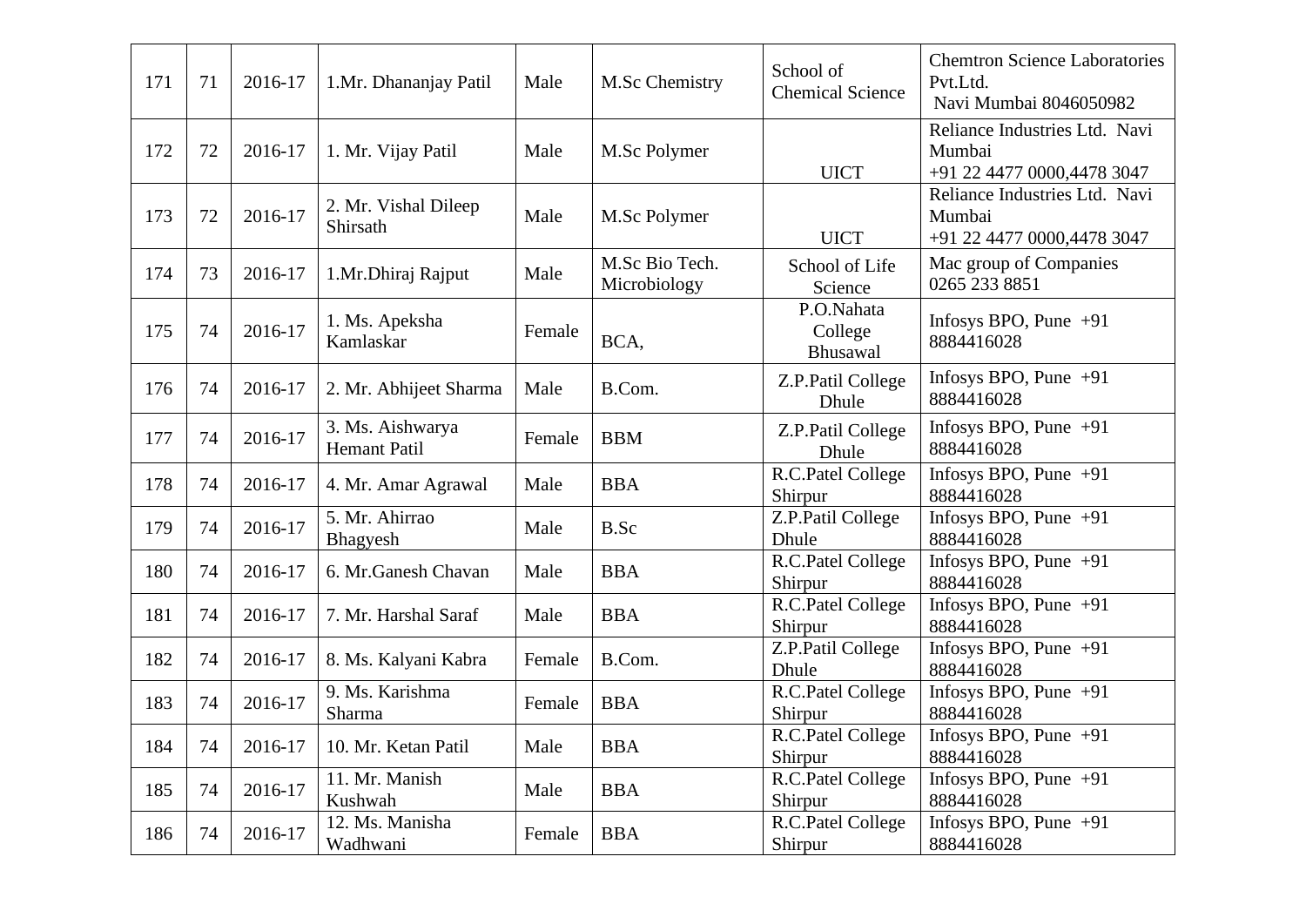| 171 | 71 | 2016-17 | 1.Mr. Dhananjay Patil | Male | M.Sc Chemistry | School of Chemical Science | Chemtron Science Laboratories Pvt.Ltd. Navi Mumbai 8046050982 |
|---|---|---|---|---|---|---|---|
| 172 | 72 | 2016-17 | 1. Mr. Vijay Patil | Male | M.Sc Polymer | UICT | Reliance Industries Ltd. Navi Mumbai +91 22 4477 0000,4478 3047 |
| 173 | 72 | 2016-17 | 2. Mr. Vishal Dileep Shirsath | Male | M.Sc Polymer | UICT | Reliance Industries Ltd. Navi Mumbai +91 22 4477 0000,4478 3047 |
| 174 | 73 | 2016-17 | 1.Mr.Dhiraj Rajput | Male | M.Sc Bio Tech. Microbiology | School of Life Science | Mac group of Companies 0265 233 8851 |
| 175 | 74 | 2016-17 | 1. Ms. Apeksha Kamlaskar | Female | BCA, | P.O.Nahata College Bhusawal | Infosys BPO, Pune +91 8884416028 |
| 176 | 74 | 2016-17 | 2. Mr. Abhijeet Sharma | Male | B.Com. | Z.P.Patil College Dhule | Infosys BPO, Pune +91 8884416028 |
| 177 | 74 | 2016-17 | 3. Ms. Aishwarya Hemant Patil | Female | BBM | Z.P.Patil College Dhule | Infosys BPO, Pune +91 8884416028 |
| 178 | 74 | 2016-17 | 4. Mr. Amar Agrawal | Male | BBA | R.C.Patel College Shirpur | Infosys BPO, Pune +91 8884416028 |
| 179 | 74 | 2016-17 | 5. Mr. Ahirrao Bhagyesh | Male | B.Sc | Z.P.Patil College Dhule | Infosys BPO, Pune +91 8884416028 |
| 180 | 74 | 2016-17 | 6. Mr.Ganesh Chavan | Male | BBA | R.C.Patel College Shirpur | Infosys BPO, Pune +91 8884416028 |
| 181 | 74 | 2016-17 | 7. Mr. Harshal Saraf | Male | BBA | R.C.Patel College Shirpur | Infosys BPO, Pune +91 8884416028 |
| 182 | 74 | 2016-17 | 8. Ms. Kalyani Kabra | Female | B.Com. | Z.P.Patil College Dhule | Infosys BPO, Pune +91 8884416028 |
| 183 | 74 | 2016-17 | 9. Ms. Karishma Sharma | Female | BBA | R.C.Patel College Shirpur | Infosys BPO, Pune +91 8884416028 |
| 184 | 74 | 2016-17 | 10. Mr. Ketan Patil | Male | BBA | R.C.Patel College Shirpur | Infosys BPO, Pune +91 8884416028 |
| 185 | 74 | 2016-17 | 11. Mr. Manish Kushwah | Male | BBA | R.C.Patel College Shirpur | Infosys BPO, Pune +91 8884416028 |
| 186 | 74 | 2016-17 | 12. Ms. Manisha Wadhwani | Female | BBA | R.C.Patel College Shirpur | Infosys BPO, Pune +91 8884416028 |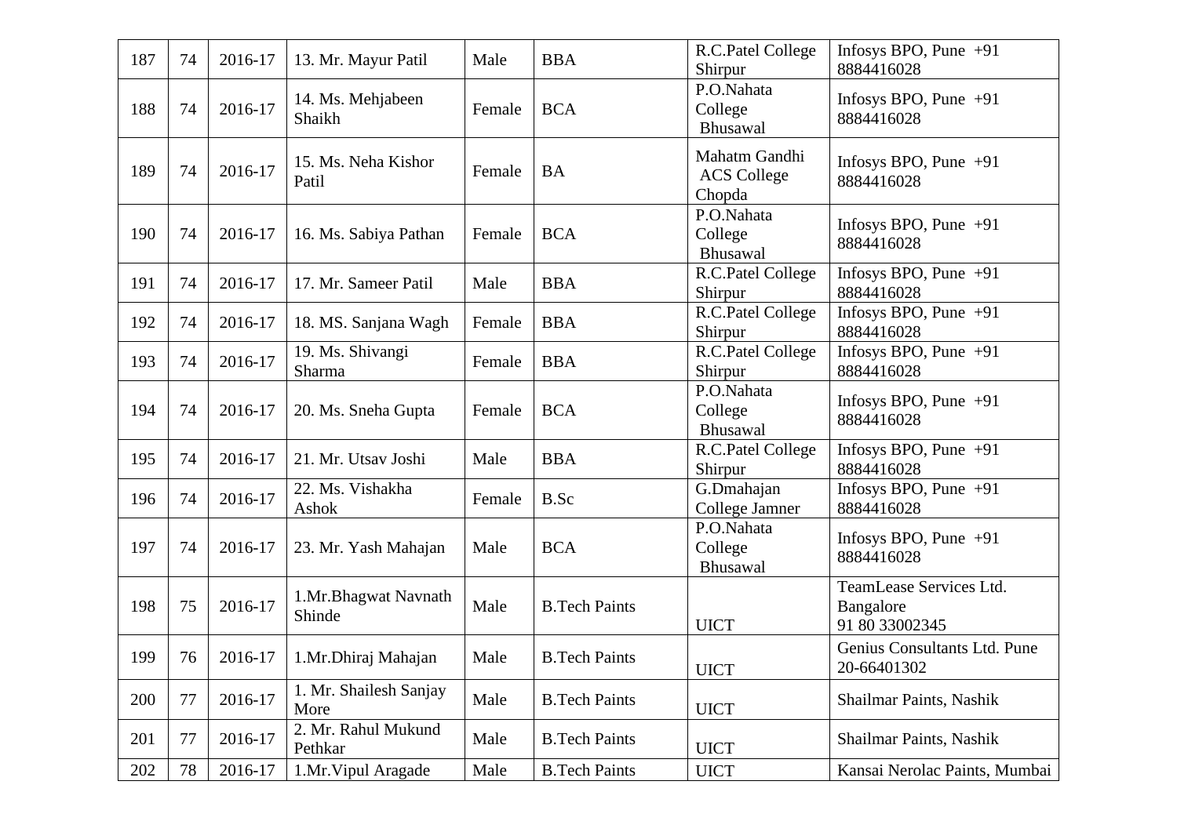| 187 | 74 | 2016-17 | 13. Mr. Mayur Patil | Male | BBA | R.C.Patel College Shirpur | Infosys BPO, Pune +91 8884416028 |
|---|---|---|---|---|---|---|---|
| 188 | 74 | 2016-17 | 14. Ms. Mehjabeen Shaikh | Female | BCA | P.O.Nahata College Bhusawal | Infosys BPO, Pune +91 8884416028 |
| 189 | 74 | 2016-17 | 15. Ms. Neha Kishor Patil | Female | BA | Mahatm Gandhi ACS College Chopda | Infosys BPO, Pune +91 8884416028 |
| 190 | 74 | 2016-17 | 16. Ms. Sabiya Pathan | Female | BCA | P.O.Nahata College Bhusawal | Infosys BPO, Pune +91 8884416028 |
| 191 | 74 | 2016-17 | 17. Mr. Sameer Patil | Male | BBA | R.C.Patel College Shirpur | Infosys BPO, Pune +91 8884416028 |
| 192 | 74 | 2016-17 | 18. MS. Sanjana Wagh | Female | BBA | R.C.Patel College Shirpur | Infosys BPO, Pune +91 8884416028 |
| 193 | 74 | 2016-17 | 19. Ms. Shivangi Sharma | Female | BBA | R.C.Patel College Shirpur | Infosys BPO, Pune +91 8884416028 |
| 194 | 74 | 2016-17 | 20. Ms. Sneha Gupta | Female | BCA | P.O.Nahata College Bhusawal | Infosys BPO, Pune +91 8884416028 |
| 195 | 74 | 2016-17 | 21. Mr. Utsav Joshi | Male | BBA | R.C.Patel College Shirpur | Infosys BPO, Pune +91 8884416028 |
| 196 | 74 | 2016-17 | 22. Ms. Vishakha Ashok | Female | B.Sc | G.Dmahajan College Jamner | Infosys BPO, Pune +91 8884416028 |
| 197 | 74 | 2016-17 | 23. Mr. Yash Mahajan | Male | BCA | P.O.Nahata College Bhusawal | Infosys BPO, Pune +91 8884416028 |
| 198 | 75 | 2016-17 | 1.Mr.Bhagwat Navnath Shinde | Male | B.Tech Paints | UICT | TeamLease Services Ltd. Bangalore 91 80 33002345 |
| 199 | 76 | 2016-17 | 1.Mr.Dhiraj Mahajan | Male | B.Tech Paints | UICT | Genius Consultants Ltd. Pune 20-66401302 |
| 200 | 77 | 2016-17 | 1. Mr. Shailesh Sanjay More | Male | B.Tech Paints | UICT | Shailmar Paints, Nashik |
| 201 | 77 | 2016-17 | 2. Mr. Rahul Mukund Pethkar | Male | B.Tech Paints | UICT | Shailmar Paints, Nashik |
| 202 | 78 | 2016-17 | 1.Mr.Vipul Aragade | Male | B.Tech Paints | UICT | Kansai Nerolac Paints, Mumbai |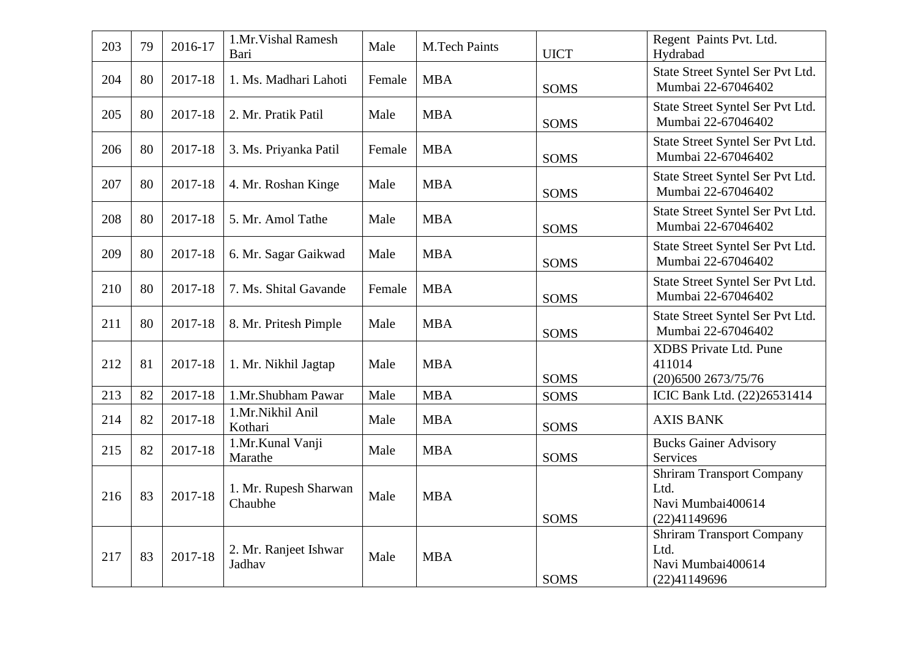| 203 | 79 | 2016-17 | 1.Mr.Vishal Ramesh Bari | Male | M.Tech Paints | UICT | Regent Paints Pvt. Ltd. Hydrabad |
|---|---|---|---|---|---|---|---|
| 204 | 80 | 2017-18 | 1. Ms. Madhari Lahoti | Female | MBA | SOMS | State Street Syntel Ser Pvt Ltd. Mumbai 22-67046402 |
| 205 | 80 | 2017-18 | 2. Mr. Pratik Patil | Male | MBA | SOMS | State Street Syntel Ser Pvt Ltd. Mumbai 22-67046402 |
| 206 | 80 | 2017-18 | 3. Ms. Priyanka Patil | Female | MBA | SOMS | State Street Syntel Ser Pvt Ltd. Mumbai 22-67046402 |
| 207 | 80 | 2017-18 | 4. Mr. Roshan Kinge | Male | MBA | SOMS | State Street Syntel Ser Pvt Ltd. Mumbai 22-67046402 |
| 208 | 80 | 2017-18 | 5. Mr. Amol Tathe | Male | MBA | SOMS | State Street Syntel Ser Pvt Ltd. Mumbai 22-67046402 |
| 209 | 80 | 2017-18 | 6. Mr. Sagar Gaikwad | Male | MBA | SOMS | State Street Syntel Ser Pvt Ltd. Mumbai 22-67046402 |
| 210 | 80 | 2017-18 | 7. Ms. Shital Gavande | Female | MBA | SOMS | State Street Syntel Ser Pvt Ltd. Mumbai 22-67046402 |
| 211 | 80 | 2017-18 | 8. Mr. Pritesh Pimple | Male | MBA | SOMS | State Street Syntel Ser Pvt Ltd. Mumbai 22-67046402 |
| 212 | 81 | 2017-18 | 1. Mr. Nikhil Jagtap | Male | MBA | SOMS | XDBS Private Ltd. Pune 411014 (20)6500 2673/75/76 |
| 213 | 82 | 2017-18 | 1.Mr.Shubham Pawar | Male | MBA | SOMS | ICIC Bank Ltd. (22)26531414 |
| 214 | 82 | 2017-18 | 1.Mr.Nikhil Anil Kothari | Male | MBA | SOMS | AXIS BANK |
| 215 | 82 | 2017-18 | 1.Mr.Kunal Vanji Marathe | Male | MBA | SOMS | Bucks Gainer Advisory Services |
| 216 | 83 | 2017-18 | 1. Mr. Rupesh Sharwan Chaubhe | Male | MBA | SOMS | Shriram Transport Company Ltd. Navi Mumbai400614 (22)41149696 |
| 217 | 83 | 2017-18 | 2. Mr. Ranjeet Ishwar Jadhav | Male | MBA | SOMS | Shriram Transport Company Ltd. Navi Mumbai400614 (22)41149696 |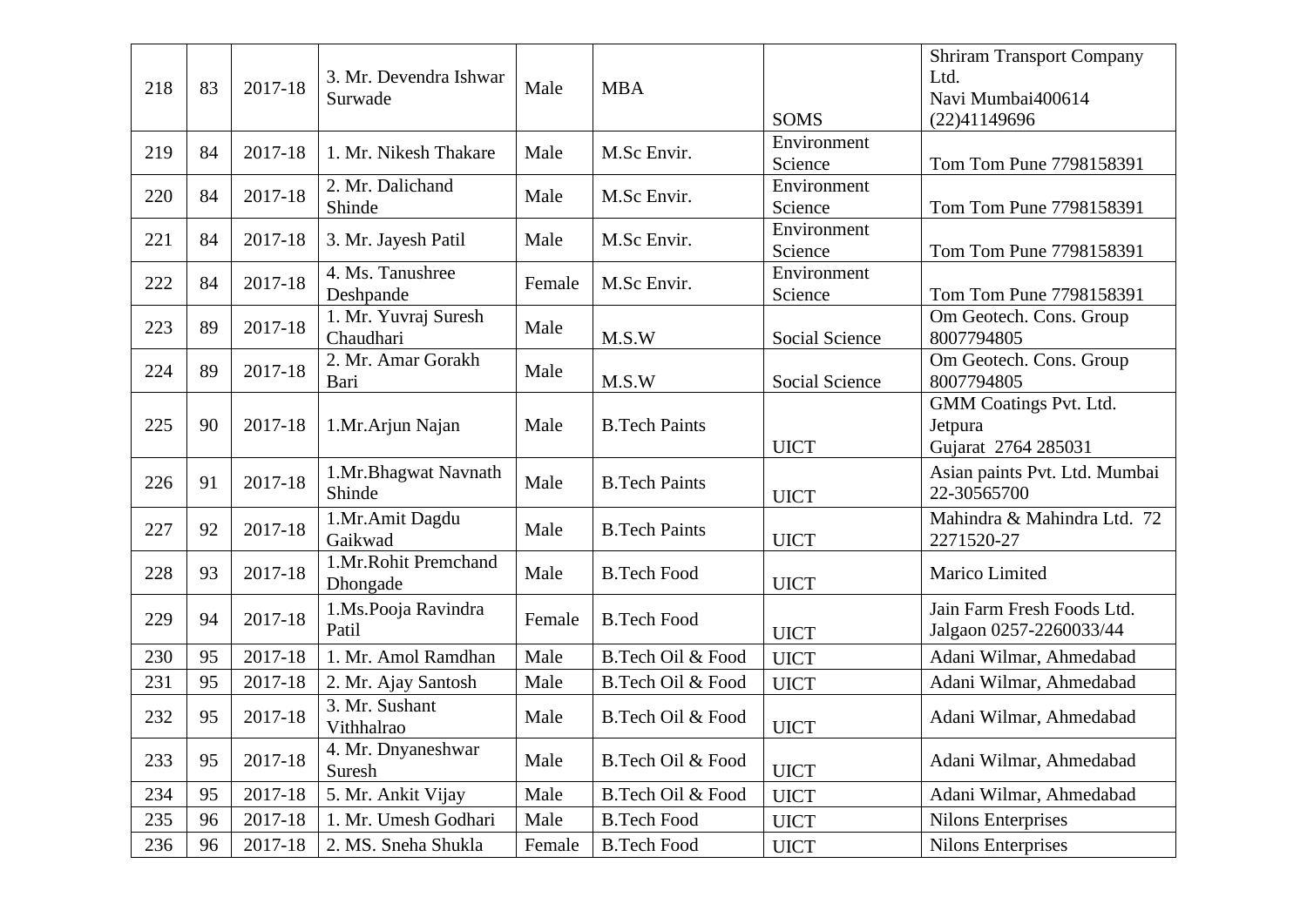| 218 | 83 | 2017-18 | 3. Mr. Devendra Ishwar Surwade | Male | MBA | SOMS | Shriram Transport Company Ltd. Navi Mumbai400614 (22)41149696 |
|---|---|---|---|---|---|---|---|
| 219 | 84 | 2017-18 | 1. Mr. Nikesh Thakare | Male | M.Sc Envir. | Environment Science | Tom Tom Pune 7798158391 |
| 220 | 84 | 2017-18 | 2. Mr. Dalichand Shinde | Male | M.Sc Envir. | Environment Science | Tom Tom Pune 7798158391 |
| 221 | 84 | 2017-18 | 3. Mr. Jayesh Patil | Male | M.Sc Envir. | Environment Science | Tom Tom Pune 7798158391 |
| 222 | 84 | 2017-18 | 4. Ms. Tanushree Deshpande | Female | M.Sc Envir. | Environment Science | Tom Tom Pune 7798158391 |
| 223 | 89 | 2017-18 | 1. Mr. Yuvraj Suresh Chaudhari | Male | M.S.W | Social Science | Om Geotech. Cons. Group 8007794805 |
| 224 | 89 | 2017-18 | 2. Mr. Amar Gorakh Bari | Male | M.S.W | Social Science | Om Geotech. Cons. Group 8007794805 |
| 225 | 90 | 2017-18 | 1.Mr.Arjun Najan | Male | B.Tech Paints | UICT | GMM Coatings Pvt. Ltd. Jetpura Gujarat 2764 285031 |
| 226 | 91 | 2017-18 | 1.Mr.Bhagwat Navnath Shinde | Male | B.Tech Paints | UICT | Asian paints Pvt. Ltd. Mumbai 22-30565700 |
| 227 | 92 | 2017-18 | 1.Mr.Amit Dagdu Gaikwad | Male | B.Tech Paints | UICT | Mahindra & Mahindra Ltd. 72 2271520-27 |
| 228 | 93 | 2017-18 | 1.Mr.Rohit Premchand Dhongade | Male | B.Tech Food | UICT | Marico Limited |
| 229 | 94 | 2017-18 | 1.Ms.Pooja Ravindra Patil | Female | B.Tech Food | UICT | Jain Farm Fresh Foods Ltd. Jalgaon 0257-2260033/44 |
| 230 | 95 | 2017-18 | 1. Mr. Amol Ramdhan | Male | B.Tech Oil & Food | UICT | Adani Wilmar, Ahmedabad |
| 231 | 95 | 2017-18 | 2. Mr. Ajay Santosh | Male | B.Tech Oil & Food | UICT | Adani Wilmar, Ahmedabad |
| 232 | 95 | 2017-18 | 3. Mr. Sushant Vithhalrao | Male | B.Tech Oil & Food | UICT | Adani Wilmar, Ahmedabad |
| 233 | 95 | 2017-18 | 4. Mr. Dnyaneshwar Suresh | Male | B.Tech Oil & Food | UICT | Adani Wilmar, Ahmedabad |
| 234 | 95 | 2017-18 | 5. Mr. Ankit Vijay | Male | B.Tech Oil & Food | UICT | Adani Wilmar, Ahmedabad |
| 235 | 96 | 2017-18 | 1. Mr. Umesh Godhari | Male | B.Tech Food | UICT | Nilons Enterprises |
| 236 | 96 | 2017-18 | 2. MS. Sneha Shukla | Female | B.Tech Food | UICT | Nilons Enterprises |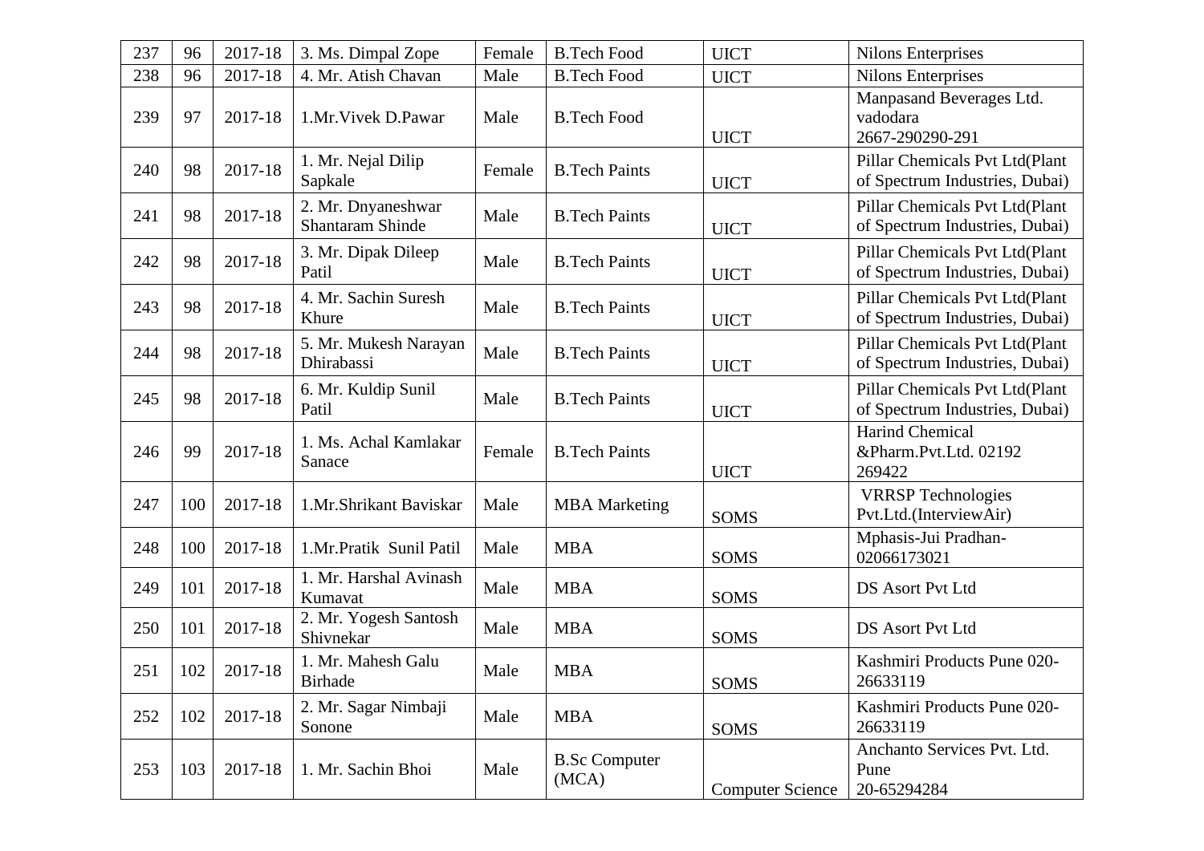| | | | | | | | |
|---|---|---|---|---|---|---|---|
| 237 | 96 | 2017-18 | 3. Ms. Dimpal Zope | Female | B.Tech Food | UICT | Nilons Enterprises |
| 238 | 96 | 2017-18 | 4. Mr. Atish Chavan | Male | B.Tech Food | UICT | Nilons Enterprises |
| 239 | 97 | 2017-18 | 1.Mr.Vivek D.Pawar | Male | B.Tech Food | UICT | Manpasand Beverages Ltd. vadodara 2667-290290-291 |
| 240 | 98 | 2017-18 | 1. Mr. Nejal Dilip Sapkale | Female | B.Tech Paints | UICT | Pillar Chemicals Pvt Ltd(Plant of Spectrum Industries, Dubai) |
| 241 | 98 | 2017-18 | 2. Mr. Dnyaneshwar Shantaram Shinde | Male | B.Tech Paints | UICT | Pillar Chemicals Pvt Ltd(Plant of Spectrum Industries, Dubai) |
| 242 | 98 | 2017-18 | 3. Mr. Dipak Dileep Patil | Male | B.Tech Paints | UICT | Pillar Chemicals Pvt Ltd(Plant of Spectrum Industries, Dubai) |
| 243 | 98 | 2017-18 | 4. Mr. Sachin Suresh Khure | Male | B.Tech Paints | UICT | Pillar Chemicals Pvt Ltd(Plant of Spectrum Industries, Dubai) |
| 244 | 98 | 2017-18 | 5. Mr. Mukesh Narayan Dhirabassi | Male | B.Tech Paints | UICT | Pillar Chemicals Pvt Ltd(Plant of Spectrum Industries, Dubai) |
| 245 | 98 | 2017-18 | 6. Mr. Kuldip Sunil Patil | Male | B.Tech Paints | UICT | Pillar Chemicals Pvt Ltd(Plant of Spectrum Industries, Dubai) |
| 246 | 99 | 2017-18 | 1. Ms. Achal Kamlakar Sanace | Female | B.Tech Paints | UICT | Harind Chemical &Pharm.Pvt.Ltd. 02192 269422 |
| 247 | 100 | 2017-18 | 1.Mr.Shrikant Baviskar | Male | MBA Marketing | SOMS | VRRSP Technologies Pvt.Ltd.(InterviewAir) |
| 248 | 100 | 2017-18 | 1.Mr.Pratik Sunil Patil | Male | MBA | SOMS | Mphasis-Jui Pradhan-02066173021 |
| 249 | 101 | 2017-18 | 1. Mr. Harshal Avinash Kumavat | Male | MBA | SOMS | DS Asort Pvt Ltd |
| 250 | 101 | 2017-18 | 2. Mr. Yogesh Santosh Shivnekar | Male | MBA | SOMS | DS Asort Pvt Ltd |
| 251 | 102 | 2017-18 | 1. Mr. Mahesh Galu Birhade | Male | MBA | SOMS | Kashmiri Products Pune 020-26633119 |
| 252 | 102 | 2017-18 | 2. Mr. Sagar Nimbaji Sonone | Male | MBA | SOMS | Kashmiri Products Pune 020-26633119 |
| 253 | 103 | 2017-18 | 1. Mr. Sachin Bhoi | Male | B.Sc Computer (MCA) | Computer Science | Anchanto Services Pvt. Ltd. Pune 20-65294284 |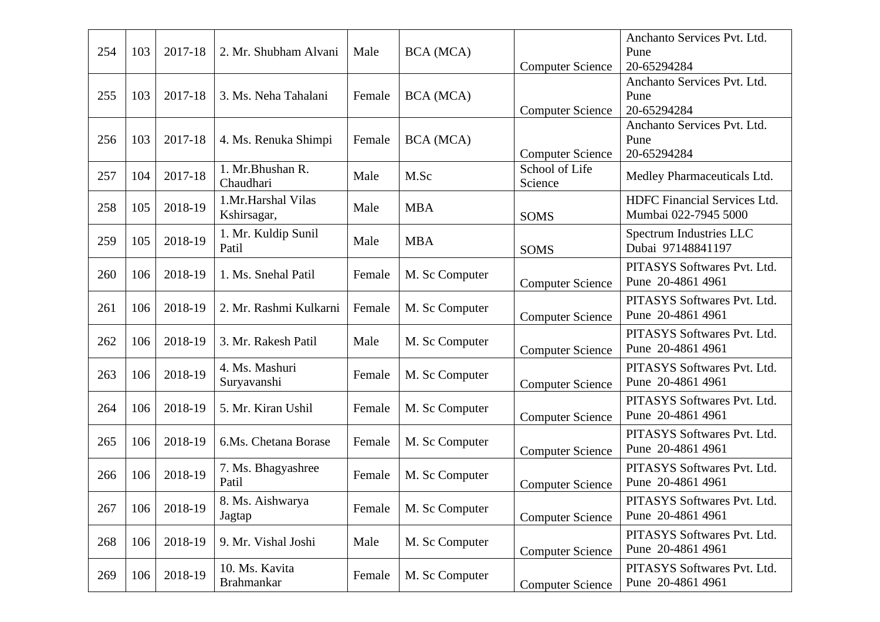| | | | | | | | |
|---|---|---|---|---|---|---|---|
| 254 | 103 | 2017-18 | 2. Mr. Shubham Alvani | Male | BCA (MCA) | Computer Science | Anchanto Services Pvt. Ltd. Pune 20-65294284 |
| 255 | 103 | 2017-18 | 3. Ms. Neha Tahalani | Female | BCA (MCA) | Computer Science | Anchanto Services Pvt. Ltd. Pune 20-65294284 |
| 256 | 103 | 2017-18 | 4. Ms. Renuka Shimpi | Female | BCA (MCA) | Computer Science | Anchanto Services Pvt. Ltd. Pune 20-65294284 |
| 257 | 104 | 2017-18 | 1. Mr.Bhushan R. Chaudhari | Male | M.Sc | School of Life Science | Medley Pharmaceuticals Ltd. |
| 258 | 105 | 2018-19 | 1.Mr.Harshal Vilas Kshirsagar, | Male | MBA | SOMS | HDFC Financial Services Ltd. Mumbai 022-7945 5000 |
| 259 | 105 | 2018-19 | 1. Mr. Kuldip Sunil Patil | Male | MBA | SOMS | Spectrum Industries LLC Dubai 97148841197 |
| 260 | 106 | 2018-19 | 1. Ms. Snehal Patil | Female | M. Sc Computer | Computer Science | PITASYS Softwares Pvt. Ltd. Pune 20-4861 4961 |
| 261 | 106 | 2018-19 | 2. Mr. Rashmi Kulkarni | Female | M. Sc Computer | Computer Science | PITASYS Softwares Pvt. Ltd. Pune 20-4861 4961 |
| 262 | 106 | 2018-19 | 3. Mr. Rakesh Patil | Male | M. Sc Computer | Computer Science | PITASYS Softwares Pvt. Ltd. Pune 20-4861 4961 |
| 263 | 106 | 2018-19 | 4. Ms. Mashuri Suryavanshi | Female | M. Sc Computer | Computer Science | PITASYS Softwares Pvt. Ltd. Pune 20-4861 4961 |
| 264 | 106 | 2018-19 | 5. Mr. Kiran Ushil | Female | M. Sc Computer | Computer Science | PITASYS Softwares Pvt. Ltd. Pune 20-4861 4961 |
| 265 | 106 | 2018-19 | 6.Ms. Chetana Borase | Female | M. Sc Computer | Computer Science | PITASYS Softwares Pvt. Ltd. Pune 20-4861 4961 |
| 266 | 106 | 2018-19 | 7. Ms. Bhagyashree Patil | Female | M. Sc Computer | Computer Science | PITASYS Softwares Pvt. Ltd. Pune 20-4861 4961 |
| 267 | 106 | 2018-19 | 8. Ms. Aishwarya Jagtap | Female | M. Sc Computer | Computer Science | PITASYS Softwares Pvt. Ltd. Pune 20-4861 4961 |
| 268 | 106 | 2018-19 | 9. Mr. Vishal Joshi | Male | M. Sc Computer | Computer Science | PITASYS Softwares Pvt. Ltd. Pune 20-4861 4961 |
| 269 | 106 | 2018-19 | 10. Ms. Kavita Brahmankar | Female | M. Sc Computer | Computer Science | PITASYS Softwares Pvt. Ltd. Pune 20-4861 4961 |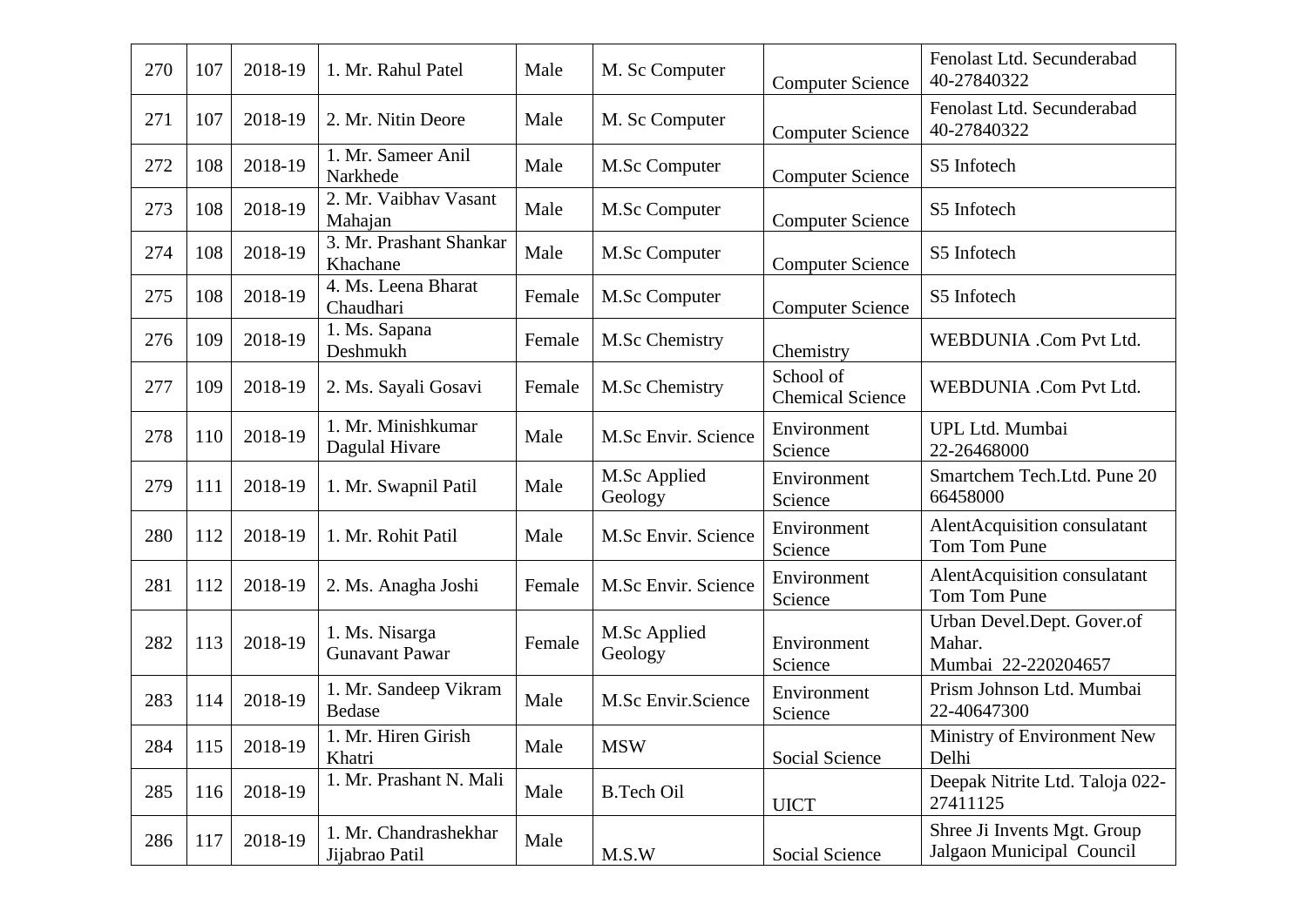| 270 | 107 | 2018-19 | 1. Mr. Rahul Patel | Male | M. Sc Computer | Computer Science | Fenolast Ltd. Secunderabad 40-27840322 |
|---|---|---|---|---|---|---|---|
| 271 | 107 | 2018-19 | 2. Mr. Nitin Deore | Male | M. Sc Computer | Computer Science | Fenolast Ltd. Secunderabad 40-27840322 |
| 272 | 108 | 2018-19 | 1. Mr. Sameer Anil Narkhede | Male | M.Sc Computer | Computer Science | S5 Infotech |
| 273 | 108 | 2018-19 | 2. Mr. Vaibhav Vasant Mahajan | Male | M.Sc Computer | Computer Science | S5 Infotech |
| 274 | 108 | 2018-19 | 3. Mr. Prashant Shankar Khachane | Male | M.Sc Computer | Computer Science | S5 Infotech |
| 275 | 108 | 2018-19 | 4. Ms. Leena Bharat Chaudhari | Female | M.Sc Computer | Computer Science | S5 Infotech |
| 276 | 109 | 2018-19 | 1. Ms. Sapana Deshmukh | Female | M.Sc Chemistry | Chemistry | WEBDUNIA .Com Pvt Ltd. |
| 277 | 109 | 2018-19 | 2. Ms. Sayali Gosavi | Female | M.Sc Chemistry | School of Chemical Science | WEBDUNIA .Com Pvt Ltd. |
| 278 | 110 | 2018-19 | 1. Mr. Minishkumar Dagulal Hivare | Male | M.Sc Envir. Science | Environment Science | UPL Ltd. Mumbai 22-26468000 |
| 279 | 111 | 2018-19 | 1. Mr. Swapnil Patil | Male | M.Sc Applied Geology | Environment Science | Smartchem Tech.Ltd. Pune 20 66458000 |
| 280 | 112 | 2018-19 | 1. Mr. Rohit Patil | Male | M.Sc Envir. Science | Environment Science | AlentAcquisition consulatant Tom Tom Pune |
| 281 | 112 | 2018-19 | 2. Ms. Anagha Joshi | Female | M.Sc Envir. Science | Environment Science | AlentAcquisition consulatant Tom Tom Pune |
| 282 | 113 | 2018-19 | 1. Ms. Nisarga Gunavant Pawar | Female | M.Sc Applied Geology | Environment Science | Urban Devel.Dept. Gover.of Mahar. Mumbai 22-220204657 |
| 283 | 114 | 2018-19 | 1. Mr. Sandeep Vikram Bedase | Male | M.Sc Envir.Science | Environment Science | Prism Johnson Ltd. Mumbai 22-40647300 |
| 284 | 115 | 2018-19 | 1. Mr. Hiren Girish Khatri | Male | MSW | Social Science | Ministry of Environment New Delhi |
| 285 | 116 | 2018-19 | 1. Mr. Prashant N. Mali | Male | B.Tech Oil | UICT | Deepak Nitrite Ltd. Taloja 022-27411125 |
| 286 | 117 | 2018-19 | 1. Mr. Chandrashekhar Jijabrao Patil | Male | M.S.W | Social Science | Shree Ji Invents Mgt. Group Jalgaon Municipal Council |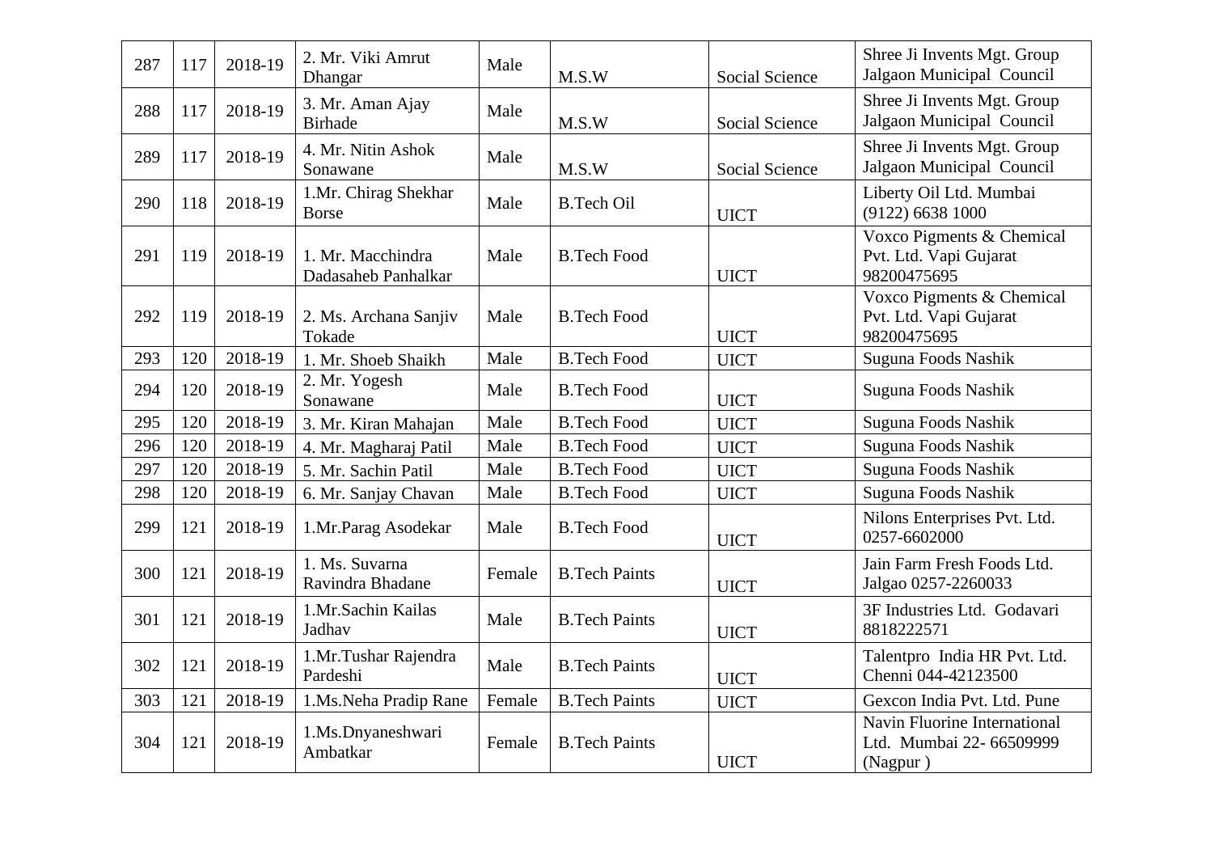| 287 | 117 | 2018-19 | 2. Mr. Viki Amrut Dhangar | Male | M.S.W | Social Science | Shree Ji Invents Mgt. Group Jalgaon Municipal Council |
|---|---|---|---|---|---|---|---|
| 288 | 117 | 2018-19 | 3. Mr. Aman Ajay Birhade | Male | M.S.W | Social Science | Shree Ji Invents Mgt. Group Jalgaon Municipal Council |
| 289 | 117 | 2018-19 | 4. Mr. Nitin Ashok Sonawane | Male | M.S.W | Social Science | Shree Ji Invents Mgt. Group Jalgaon Municipal Council |
| 290 | 118 | 2018-19 | 1.Mr. Chirag Shekhar Borse | Male | B.Tech Oil | UICT | Liberty Oil Ltd. Mumbai (9122) 6638 1000 |
| 291 | 119 | 2018-19 | 1. Mr. Macchindra Dadasaheb Panhalkar | Male | B.Tech Food | UICT | Voxco Pigments & Chemical Pvt. Ltd. Vapi Gujarat 98200475695 |
| 292 | 119 | 2018-19 | 2. Ms. Archana Sanjiv Tokade | Male | B.Tech Food | UICT | Voxco Pigments & Chemical Pvt. Ltd. Vapi Gujarat 98200475695 |
| 293 | 120 | 2018-19 | 1. Mr. Shoeb Shaikh | Male | B.Tech Food | UICT | Suguna Foods Nashik |
| 294 | 120 | 2018-19 | 2. Mr. Yogesh Sonawane | Male | B.Tech Food | UICT | Suguna Foods Nashik |
| 295 | 120 | 2018-19 | 3. Mr. Kiran Mahajan | Male | B.Tech Food | UICT | Suguna Foods Nashik |
| 296 | 120 | 2018-19 | 4. Mr. Magharaj Patil | Male | B.Tech Food | UICT | Suguna Foods Nashik |
| 297 | 120 | 2018-19 | 5. Mr. Sachin Patil | Male | B.Tech Food | UICT | Suguna Foods Nashik |
| 298 | 120 | 2018-19 | 6. Mr. Sanjay Chavan | Male | B.Tech Food | UICT | Suguna Foods Nashik |
| 299 | 121 | 2018-19 | 1.Mr.Parag Asodekar | Male | B.Tech Food | UICT | Nilons Enterprises Pvt. Ltd. 0257-6602000 |
| 300 | 121 | 2018-19 | 1. Ms. Suvarna Ravindra Bhadane | Female | B.Tech Paints | UICT | Jain Farm Fresh Foods Ltd. Jalgao 0257-2260033 |
| 301 | 121 | 2018-19 | 1.Mr.Sachin Kailas Jadhav | Male | B.Tech Paints | UICT | 3F Industries Ltd. Godavari 8818222571 |
| 302 | 121 | 2018-19 | 1.Mr.Tushar Rajendra Pardeshi | Male | B.Tech Paints | UICT | Talentpro India HR Pvt. Ltd. Chenni 044-42123500 |
| 303 | 121 | 2018-19 | 1.Ms.Neha Pradip Rane | Female | B.Tech Paints | UICT | Gexcon India Pvt. Ltd. Pune |
| 304 | 121 | 2018-19 | 1.Ms.Dnyaneshwari Ambatkar | Female | B.Tech Paints | UICT | Navin Fluorine International Ltd. Mumbai 22- 66509999 (Nagpur ) |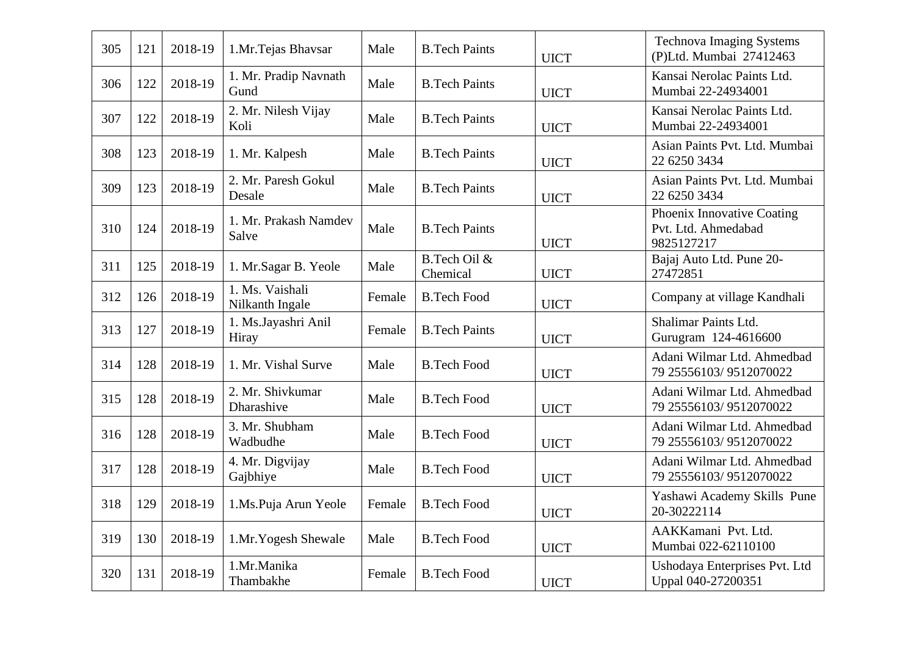| 305 | 121 | 2018-19 | 1.Mr.Tejas Bhavsar | Male | B.Tech Paints | UICT | Technova Imaging Systems (P)Ltd. Mumbai 27412463 |
|---|---|---|---|---|---|---|---|
| 306 | 122 | 2018-19 | 1. Mr. Pradip Navnath Gund | Male | B.Tech Paints | UICT | Kansai Nerolac Paints Ltd. Mumbai 22-24934001 |
| 307 | 122 | 2018-19 | 2. Mr. Nilesh Vijay Koli | Male | B.Tech Paints | UICT | Kansai Nerolac Paints Ltd. Mumbai 22-24934001 |
| 308 | 123 | 2018-19 | 1. Mr. Kalpesh | Male | B.Tech Paints | UICT | Asian Paints Pvt. Ltd. Mumbai 22 6250 3434 |
| 309 | 123 | 2018-19 | 2. Mr. Paresh Gokul Desale | Male | B.Tech Paints | UICT | Asian Paints Pvt. Ltd. Mumbai 22 6250 3434 |
| 310 | 124 | 2018-19 | 1. Mr. Prakash Namdev Salve | Male | B.Tech Paints | UICT | Phoenix Innovative Coating Pvt. Ltd. Ahmedabad 9825127217 |
| 311 | 125 | 2018-19 | 1. Mr.Sagar B. Yeole | Male | B.Tech Oil & Chemical | UICT | Bajaj Auto Ltd. Pune 20-27472851 |
| 312 | 126 | 2018-19 | 1. Ms. Vaishali Nilkanth Ingale | Female | B.Tech Food | UICT | Company at village Kandhali |
| 313 | 127 | 2018-19 | 1. Ms.Jayashri Anil Hiray | Female | B.Tech Paints | UICT | Shalimar Paints Ltd. Gurugram 124-4616600 |
| 314 | 128 | 2018-19 | 1. Mr. Vishal Surve | Male | B.Tech Food | UICT | Adani Wilmar Ltd. Ahmedbad 79 25556103/ 9512070022 |
| 315 | 128 | 2018-19 | 2. Mr. Shivkumar Dharashive | Male | B.Tech Food | UICT | Adani Wilmar Ltd. Ahmedbad 79 25556103/ 9512070022 |
| 316 | 128 | 2018-19 | 3. Mr. Shubham Wadbudhe | Male | B.Tech Food | UICT | Adani Wilmar Ltd. Ahmedbad 79 25556103/ 9512070022 |
| 317 | 128 | 2018-19 | 4. Mr. Digvijay Gajbhiye | Male | B.Tech Food | UICT | Adani Wilmar Ltd. Ahmedbad 79 25556103/ 9512070022 |
| 318 | 129 | 2018-19 | 1.Ms.Puja Arun Yeole | Female | B.Tech Food | UICT | Yashawi Academy Skills Pune 20-30222114 |
| 319 | 130 | 2018-19 | 1.Mr.Yogesh Shewale | Male | B.Tech Food | UICT | AAKKamani Pvt. Ltd. Mumbai 022-62110100 |
| 320 | 131 | 2018-19 | 1.Mr.Manika Thambakhe | Female | B.Tech Food | UICT | Ushodaya Enterprises Pvt. Ltd Uppal 040-27200351 |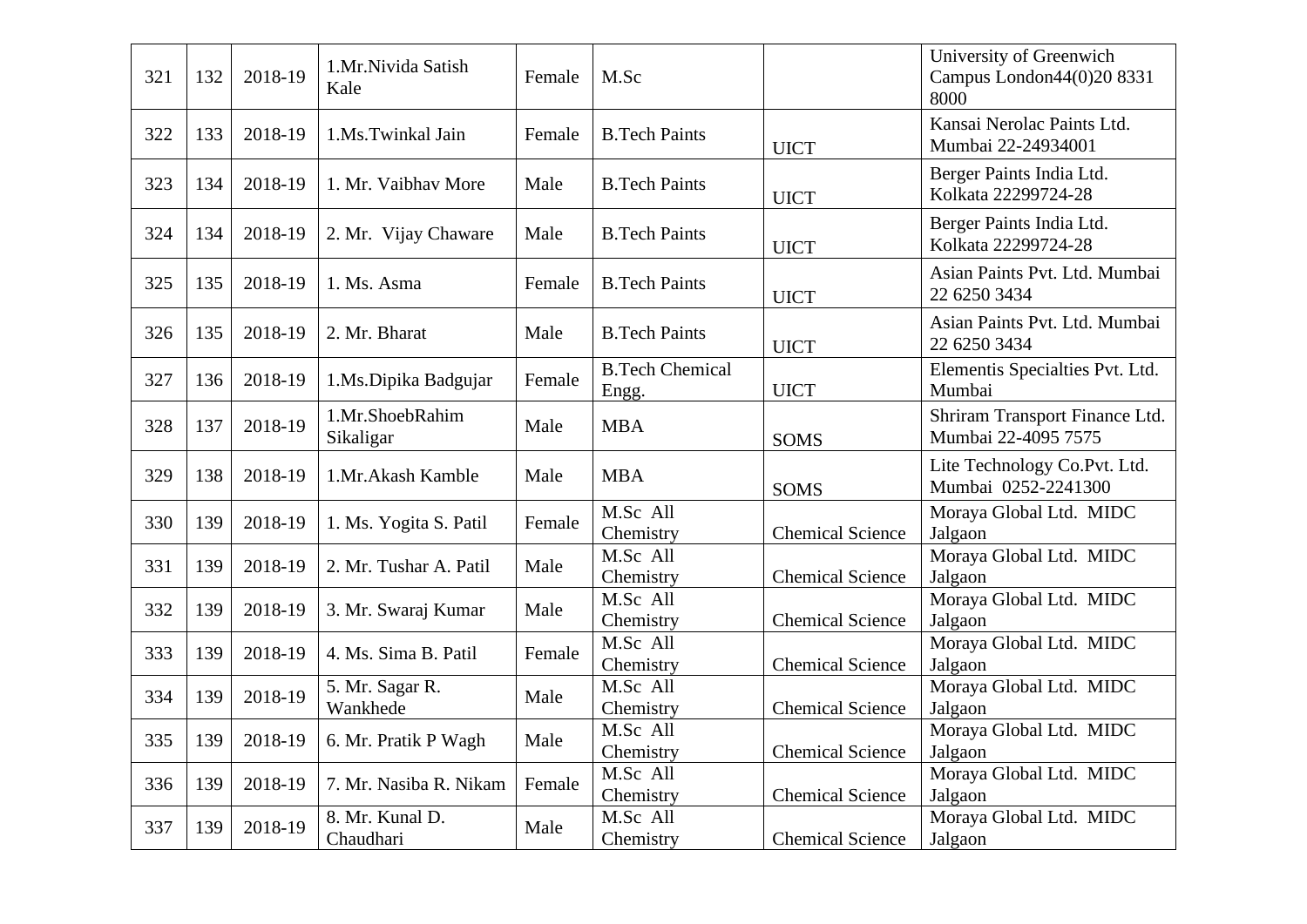| 321 | 132 | 2018-19 | 1.Mr.Nivida Satish Kale | Female | M.Sc | | University of Greenwich Campus London44(0)20 8331 8000 |
|---|---|---|---|---|---|---|---|
| 322 | 133 | 2018-19 | 1.Ms.Twinkal Jain | Female | B.Tech Paints | UICT | Kansai Nerolac Paints Ltd. Mumbai 22-24934001 |
| 323 | 134 | 2018-19 | 1. Mr. Vaibhav More | Male | B.Tech Paints | UICT | Berger Paints India Ltd. Kolkata 22299724-28 |
| 324 | 134 | 2018-19 | 2. Mr. Vijay Chaware | Male | B.Tech Paints | UICT | Berger Paints India Ltd. Kolkata 22299724-28 |
| 325 | 135 | 2018-19 | 1. Ms. Asma | Female | B.Tech Paints | UICT | Asian Paints Pvt. Ltd. Mumbai 22 6250 3434 |
| 326 | 135 | 2018-19 | 2. Mr. Bharat | Male | B.Tech Paints | UICT | Asian Paints Pvt. Ltd. Mumbai 22 6250 3434 |
| 327 | 136 | 2018-19 | 1.Ms.Dipika Badgujar | Female | B.Tech Chemical Engg. | UICT | Elementis Specialties Pvt. Ltd. Mumbai |
| 328 | 137 | 2018-19 | 1.Mr.ShoebRahim Sikaligar | Male | MBA | SOMS | Shriram Transport Finance Ltd. Mumbai 22-4095 7575 |
| 329 | 138 | 2018-19 | 1.Mr.Akash Kamble | Male | MBA | SOMS | Lite Technology Co.Pvt. Ltd. Mumbai 0252-2241300 |
| 330 | 139 | 2018-19 | 1. Ms. Yogita S. Patil | Female | M.Sc All Chemistry | Chemical Science | Moraya Global Ltd. MIDC Jalgaon |
| 331 | 139 | 2018-19 | 2. Mr. Tushar A. Patil | Male | M.Sc All Chemistry | Chemical Science | Moraya Global Ltd. MIDC Jalgaon |
| 332 | 139 | 2018-19 | 3. Mr. Swaraj Kumar | Male | M.Sc All Chemistry | Chemical Science | Moraya Global Ltd. MIDC Jalgaon |
| 333 | 139 | 2018-19 | 4. Ms. Sima B. Patil | Female | M.Sc All Chemistry | Chemical Science | Moraya Global Ltd. MIDC Jalgaon |
| 334 | 139 | 2018-19 | 5. Mr. Sagar R. Wankhede | Male | M.Sc All Chemistry | Chemical Science | Moraya Global Ltd. MIDC Jalgaon |
| 335 | 139 | 2018-19 | 6. Mr. Pratik P Wagh | Male | M.Sc All Chemistry | Chemical Science | Moraya Global Ltd. MIDC Jalgaon |
| 336 | 139 | 2018-19 | 7. Mr. Nasiba R. Nikam | Female | M.Sc All Chemistry | Chemical Science | Moraya Global Ltd. MIDC Jalgaon |
| 337 | 139 | 2018-19 | 8. Mr. Kunal D. Chaudhari | Male | M.Sc All Chemistry | Chemical Science | Moraya Global Ltd. MIDC Jalgaon |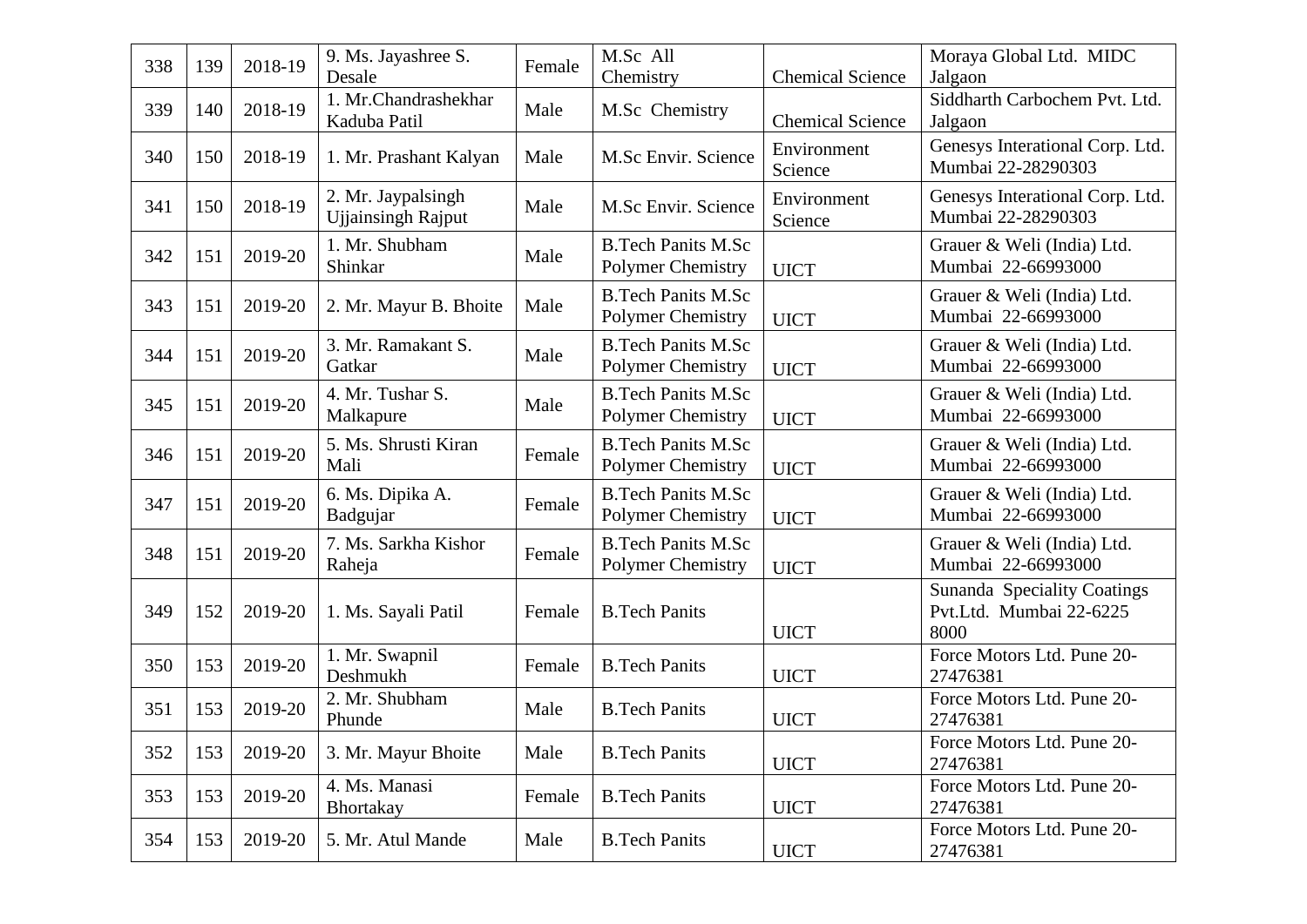| 338 | 139 | 2018-19 | 9. Ms. Jayashree S. Desale | Female | M.Sc All Chemistry | Chemical Science | Moraya Global Ltd. MIDC Jalgaon |
|---|---|---|---|---|---|---|---|
| 339 | 140 | 2018-19 | 1. Mr.Chandrashekhar Kaduba Patil | Male | M.Sc Chemistry | Chemical Science | Siddharth Carbochem Pvt. Ltd. Jalgaon |
| 340 | 150 | 2018-19 | 1. Mr. Prashant Kalyan | Male | M.Sc Envir. Science | Environment Science | Genesys Interational Corp. Ltd. Mumbai 22-28290303 |
| 341 | 150 | 2018-19 | 2. Mr. Jaypalsingh Ujjainsingh Rajput | Male | M.Sc Envir. Science | Environment Science | Genesys Interational Corp. Ltd. Mumbai 22-28290303 |
| 342 | 151 | 2019-20 | 1. Mr. Shubham Shinkar | Male | B.Tech Panits M.Sc Polymer Chemistry | UICT | Grauer & Weli (India) Ltd. Mumbai 22-66993000 |
| 343 | 151 | 2019-20 | 2. Mr. Mayur B. Bhoite | Male | B.Tech Panits M.Sc Polymer Chemistry | UICT | Grauer & Weli (India) Ltd. Mumbai 22-66993000 |
| 344 | 151 | 2019-20 | 3. Mr. Ramakant S. Gatkar | Male | B.Tech Panits M.Sc Polymer Chemistry | UICT | Grauer & Weli (India) Ltd. Mumbai 22-66993000 |
| 345 | 151 | 2019-20 | 4. Mr. Tushar S. Malkapure | Male | B.Tech Panits M.Sc Polymer Chemistry | UICT | Grauer & Weli (India) Ltd. Mumbai 22-66993000 |
| 346 | 151 | 2019-20 | 5. Ms. Shrusti Kiran Mali | Female | B.Tech Panits M.Sc Polymer Chemistry | UICT | Grauer & Weli (India) Ltd. Mumbai 22-66993000 |
| 347 | 151 | 2019-20 | 6. Ms. Dipika A. Badgujar | Female | B.Tech Panits M.Sc Polymer Chemistry | UICT | Grauer & Weli (India) Ltd. Mumbai 22-66993000 |
| 348 | 151 | 2019-20 | 7. Ms. Sarkha Kishor Raheja | Female | B.Tech Panits M.Sc Polymer Chemistry | UICT | Grauer & Weli (India) Ltd. Mumbai 22-66993000 |
| 349 | 152 | 2019-20 | 1. Ms. Sayali Patil | Female | B.Tech Panits | UICT | Sunanda Speciality Coatings Pvt.Ltd. Mumbai 22-6225 8000 |
| 350 | 153 | 2019-20 | 1. Mr. Swapnil Deshmukh | Female | B.Tech Panits | UICT | Force Motors Ltd. Pune 20-27476381 |
| 351 | 153 | 2019-20 | 2. Mr. Shubham Phunde | Male | B.Tech Panits | UICT | Force Motors Ltd. Pune 20-27476381 |
| 352 | 153 | 2019-20 | 3. Mr. Mayur Bhoite | Male | B.Tech Panits | UICT | Force Motors Ltd. Pune 20-27476381 |
| 353 | 153 | 2019-20 | 4. Ms. Manasi Bhortakay | Female | B.Tech Panits | UICT | Force Motors Ltd. Pune 20-27476381 |
| 354 | 153 | 2019-20 | 5. Mr. Atul Mande | Male | B.Tech Panits | UICT | Force Motors Ltd. Pune 20-27476381 |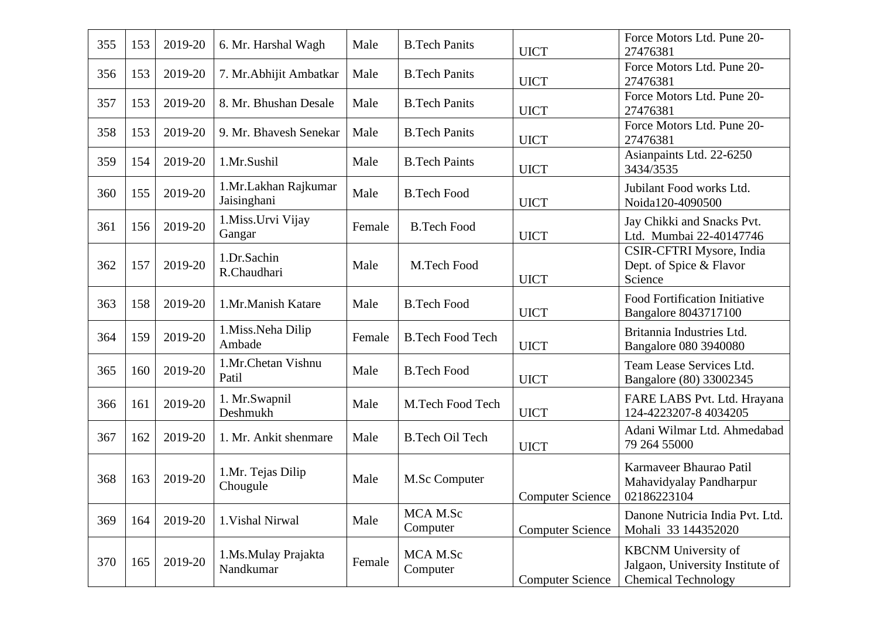| 355 | 153 | 2019-20 | 6. Mr. Harshal Wagh | Male | B.Tech Panits | UICT | Force Motors Ltd. Pune 20-27476381 |
|---|---|---|---|---|---|---|---|
| 356 | 153 | 2019-20 | 7. Mr.Abhijit Ambatkar | Male | B.Tech Panits | UICT | Force Motors Ltd. Pune 20-27476381 |
| 357 | 153 | 2019-20 | 8. Mr. Bhushan Desale | Male | B.Tech Panits | UICT | Force Motors Ltd. Pune 20-27476381 |
| 358 | 153 | 2019-20 | 9. Mr. Bhavesh Senekar | Male | B.Tech Panits | UICT | Force Motors Ltd. Pune 20-27476381 |
| 359 | 154 | 2019-20 | 1.Mr.Sushil | Male | B.Tech Paints | UICT | Asianpaints Ltd. 22-6250 3434/3535 |
| 360 | 155 | 2019-20 | 1.Mr.Lakhan Rajkumar Jaisinghani | Male | B.Tech Food | UICT | Jubilant Food works Ltd. Noida120-4090500 |
| 361 | 156 | 2019-20 | 1.Miss.Urvi Vijay Gangar | Female | B.Tech Food | UICT | Jay Chikki and Snacks Pvt. Ltd. Mumbai 22-40147746 |
| 362 | 157 | 2019-20 | 1.Dr.Sachin R.Chaudhari | Male | M.Tech Food | UICT | CSIR-CFTRI Mysore, India Dept. of Spice & Flavor Science |
| 363 | 158 | 2019-20 | 1.Mr.Manish Katare | Male | B.Tech Food | UICT | Food Fortification Initiative Bangalore 8043717100 |
| 364 | 159 | 2019-20 | 1.Miss.Neha Dilip Ambade | Female | B.Tech Food Tech | UICT | Britannia Industries Ltd. Bangalore 080 3940080 |
| 365 | 160 | 2019-20 | 1.Mr.Chetan Vishnu Patil | Male | B.Tech Food | UICT | Team Lease Services Ltd. Bangalore (80) 33002345 |
| 366 | 161 | 2019-20 | 1. Mr.Swapnil Deshmukh | Male | M.Tech Food Tech | UICT | FARE LABS Pvt. Ltd. Hrayana 124-4223207-8 4034205 |
| 367 | 162 | 2019-20 | 1. Mr. Ankit shenmare | Male | B.Tech Oil Tech | UICT | Adani Wilmar Ltd. Ahmedabad 79 264 55000 |
| 368 | 163 | 2019-20 | 1.Mr. Tejas Dilip Chougule | Male | M.Sc Computer | Computer Science | Karmaveer Bhaurao Patil Mahavidyalay Pandharpur 02186223104 |
| 369 | 164 | 2019-20 | 1.Vishal Nirwal | Male | MCA M.Sc Computer | Computer Science | Danone Nutricia India Pvt. Ltd. Mohali 33 144352020 |
| 370 | 165 | 2019-20 | 1.Ms.Mulay Prajakta Nandkumar | Female | MCA M.Sc Computer | Computer Science | KBCNM University of Jalgaon, University Institute of Chemical Technology |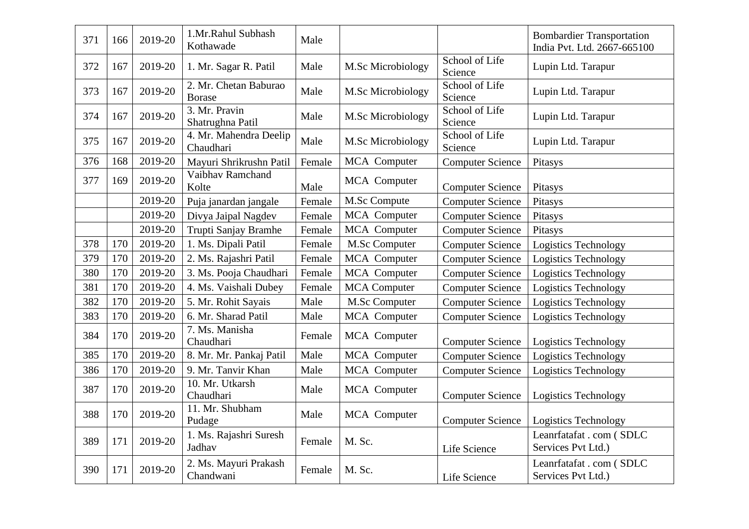| 371 | 166 | 2019-20 | 1.Mr.Rahul Subhash Kothawade | Male | | | Bombardier Transportation India Pvt. Ltd. 2667-665100 |
|---|---|---|---|---|---|---|---|
| 372 | 167 | 2019-20 | 1. Mr. Sagar R. Patil | Male | M.Sc Microbiology | School of Life Science | Lupin Ltd. Tarapur |
| 373 | 167 | 2019-20 | 2. Mr. Chetan Baburao Borase | Male | M.Sc Microbiology | School of Life Science | Lupin Ltd. Tarapur |
| 374 | 167 | 2019-20 | 3. Mr. Pravin Shatrughna Patil | Male | M.Sc Microbiology | School of Life Science | Lupin Ltd. Tarapur |
| 375 | 167 | 2019-20 | 4. Mr. Mahendra Deelip Chaudhari | Male | M.Sc Microbiology | School of Life Science | Lupin Ltd. Tarapur |
| 376 | 168 | 2019-20 | Mayuri Shrikrushn Patil | Female | MCA Computer | Computer Science | Pitasys |
| 377 | 169 | 2019-20 | Vaibhav Ramchand Kolte | Male | MCA Computer | Computer Science | Pitasys |
| | | 2019-20 | Puja janardan jangale | Female | M.Sc Compute | Computer Science | Pitasys |
| | | 2019-20 | Divya Jaipal Nagdev | Female | MCA Computer | Computer Science | Pitasys |
| | | 2019-20 | Trupti Sanjay Bramhe | Female | MCA Computer | Computer Science | Pitasys |
| 378 | 170 | 2019-20 | 1. Ms. Dipali Patil | Female | M.Sc Computer | Computer Science | Logistics Technology |
| 379 | 170 | 2019-20 | 2. Ms. Rajashri Patil | Female | MCA Computer | Computer Science | Logistics Technology |
| 380 | 170 | 2019-20 | 3. Ms. Pooja Chaudhari | Female | MCA Computer | Computer Science | Logistics Technology |
| 381 | 170 | 2019-20 | 4. Ms. Vaishali Dubey | Female | MCA Computer | Computer Science | Logistics Technology |
| 382 | 170 | 2019-20 | 5. Mr. Rohit Sayais | Male | M.Sc Computer | Computer Science | Logistics Technology |
| 383 | 170 | 2019-20 | 6. Mr. Sharad Patil | Male | MCA Computer | Computer Science | Logistics Technology |
| 384 | 170 | 2019-20 | 7. Ms. Manisha Chaudhari | Female | MCA Computer | Computer Science | Logistics Technology |
| 385 | 170 | 2019-20 | 8. Mr. Mr. Pankaj Patil | Male | MCA Computer | Computer Science | Logistics Technology |
| 386 | 170 | 2019-20 | 9. Mr. Tanvir Khan | Male | MCA Computer | Computer Science | Logistics Technology |
| 387 | 170 | 2019-20 | 10. Mr. Utkarsh Chaudhari | Male | MCA Computer | Computer Science | Logistics Technology |
| 388 | 170 | 2019-20 | 11. Mr. Shubham Pudage | Male | MCA Computer | Computer Science | Logistics Technology |
| 389 | 171 | 2019-20 | 1. Ms. Rajashri Suresh Jadhav | Female | M. Sc. | Life Science | Leanrfatafat . com ( SDLC Services Pvt Ltd.) |
| 390 | 171 | 2019-20 | 2. Ms. Mayuri Prakash Chandwani | Female | M. Sc. | Life Science | Leanrfatafat . com ( SDLC Services Pvt Ltd.) |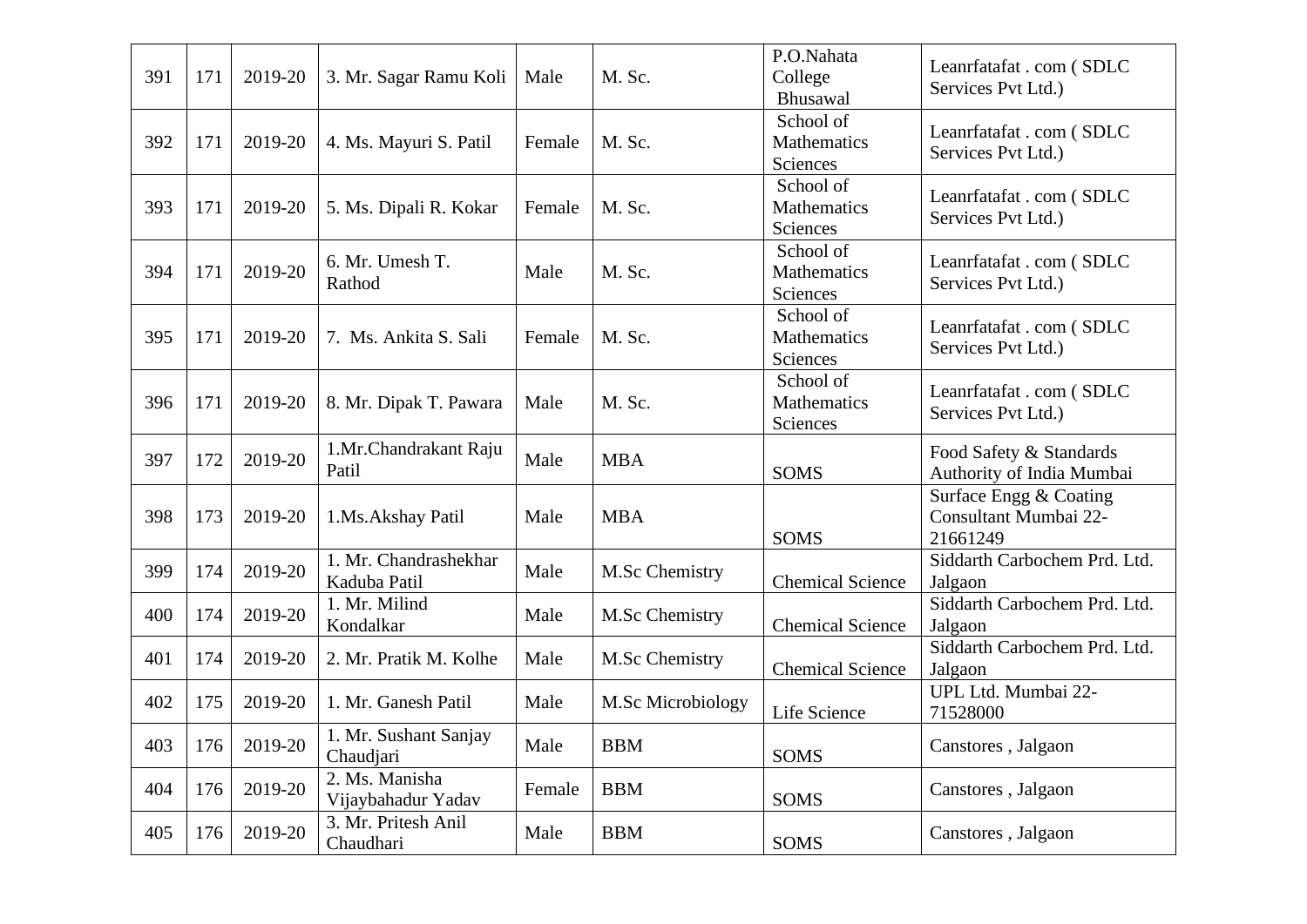| 391 | 171 | 2019-20 | 3. Mr. Sagar Ramu Koli | Male | M. Sc. | P.O.Nahata College Bhusawal | Leanrfatafat . com ( SDLC Services Pvt Ltd.) |
|---|---|---|---|---|---|---|---|
| 392 | 171 | 2019-20 | 4. Ms. Mayuri S. Patil | Female | M. Sc. | School of Mathematics Sciences | Leanrfatafat . com ( SDLC Services Pvt Ltd.) |
| 393 | 171 | 2019-20 | 5. Ms. Dipali R. Kokar | Female | M. Sc. | School of Mathematics Sciences | Leanrfatafat . com ( SDLC Services Pvt Ltd.) |
| 394 | 171 | 2019-20 | 6. Mr. Umesh T. Rathod | Male | M. Sc. | School of Mathematics Sciences | Leanrfatafat . com ( SDLC Services Pvt Ltd.) |
| 395 | 171 | 2019-20 | 7. Ms. Ankita S. Sali | Female | M. Sc. | School of Mathematics Sciences | Leanrfatafat . com ( SDLC Services Pvt Ltd.) |
| 396 | 171 | 2019-20 | 8. Mr. Dipak T. Pawara | Male | M. Sc. | School of Mathematics Sciences | Leanrfatafat . com ( SDLC Services Pvt Ltd.) |
| 397 | 172 | 2019-20 | 1.Mr.Chandrakant Raju Patil | Male | MBA | SOMS | Food Safety & Standards Authority of India Mumbai |
| 398 | 173 | 2019-20 | 1.Ms.Akshay Patil | Male | MBA | SOMS | Surface Engg & Coating Consultant Mumbai 22-21661249 |
| 399 | 174 | 2019-20 | 1. Mr. Chandrashekhar Kaduba Patil | Male | M.Sc Chemistry | Chemical Science | Siddarth Carbochem Prd. Ltd. Jalgaon |
| 400 | 174 | 2019-20 | 1. Mr. Milind Kondalkar | Male | M.Sc Chemistry | Chemical Science | Siddarth Carbochem Prd. Ltd. Jalgaon |
| 401 | 174 | 2019-20 | 2. Mr. Pratik M. Kolhe | Male | M.Sc Chemistry | Chemical Science | Siddarth Carbochem Prd. Ltd. Jalgaon |
| 402 | 175 | 2019-20 | 1. Mr. Ganesh Patil | Male | M.Sc Microbiology | Life Science | UPL Ltd. Mumbai 22-71528000 |
| 403 | 176 | 2019-20 | 1. Mr. Sushant Sanjay Chaudjari | Male | BBM | SOMS | Canstores , Jalgaon |
| 404 | 176 | 2019-20 | 2. Ms. Manisha Vijaybahadur Yadav | Female | BBM | SOMS | Canstores , Jalgaon |
| 405 | 176 | 2019-20 | 3. Mr. Pritesh Anil Chaudhari | Male | BBM | SOMS | Canstores , Jalgaon |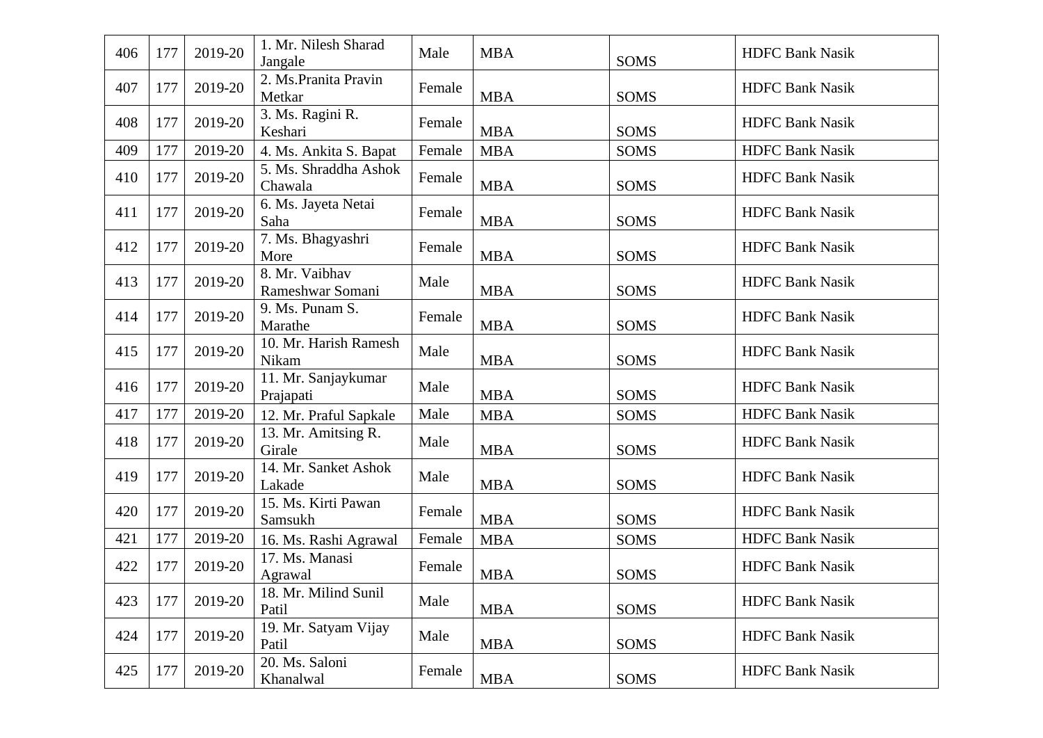| 406 | 177 | 2019-20 | 1. Mr. Nilesh Sharad Jangale | Male | MBA | SOMS | HDFC Bank Nasik |
|---|---|---|---|---|---|---|---|
| 407 | 177 | 2019-20 | 2. Ms.Pranita Pravin Metkar | Female | MBA | SOMS | HDFC Bank Nasik |
| 408 | 177 | 2019-20 | 3. Ms. Ragini R. Keshari | Female | MBA | SOMS | HDFC Bank Nasik |
| 409 | 177 | 2019-20 | 4. Ms. Ankita S. Bapat | Female | MBA | SOMS | HDFC Bank Nasik |
| 410 | 177 | 2019-20 | 5. Ms. Shraddha Ashok Chawala | Female | MBA | SOMS | HDFC Bank Nasik |
| 411 | 177 | 2019-20 | 6. Ms. Jayeta Netai Saha | Female | MBA | SOMS | HDFC Bank Nasik |
| 412 | 177 | 2019-20 | 7. Ms. Bhagyashri More | Female | MBA | SOMS | HDFC Bank Nasik |
| 413 | 177 | 2019-20 | 8. Mr. Vaibhav Rameshwar Somani | Male | MBA | SOMS | HDFC Bank Nasik |
| 414 | 177 | 2019-20 | 9. Ms. Punam S. Marathe | Female | MBA | SOMS | HDFC Bank Nasik |
| 415 | 177 | 2019-20 | 10. Mr. Harish Ramesh Nikam | Male | MBA | SOMS | HDFC Bank Nasik |
| 416 | 177 | 2019-20 | 11. Mr. Sanjaykumar Prajapati | Male | MBA | SOMS | HDFC Bank Nasik |
| 417 | 177 | 2019-20 | 12. Mr. Praful Sapkale | Male | MBA | SOMS | HDFC Bank Nasik |
| 418 | 177 | 2019-20 | 13. Mr. Amitsing R. Girale | Male | MBA | SOMS | HDFC Bank Nasik |
| 419 | 177 | 2019-20 | 14. Mr. Sanket Ashok Lakade | Male | MBA | SOMS | HDFC Bank Nasik |
| 420 | 177 | 2019-20 | 15. Ms. Kirti Pawan Samsukh | Female | MBA | SOMS | HDFC Bank Nasik |
| 421 | 177 | 2019-20 | 16. Ms. Rashi Agrawal | Female | MBA | SOMS | HDFC Bank Nasik |
| 422 | 177 | 2019-20 | 17. Ms. Manasi Agrawal | Female | MBA | SOMS | HDFC Bank Nasik |
| 423 | 177 | 2019-20 | 18. Mr. Milind Sunil Patil | Male | MBA | SOMS | HDFC Bank Nasik |
| 424 | 177 | 2019-20 | 19. Mr. Satyam Vijay Patil | Male | MBA | SOMS | HDFC Bank Nasik |
| 425 | 177 | 2019-20 | 20. Ms. Saloni Khanalwal | Female | MBA | SOMS | HDFC Bank Nasik |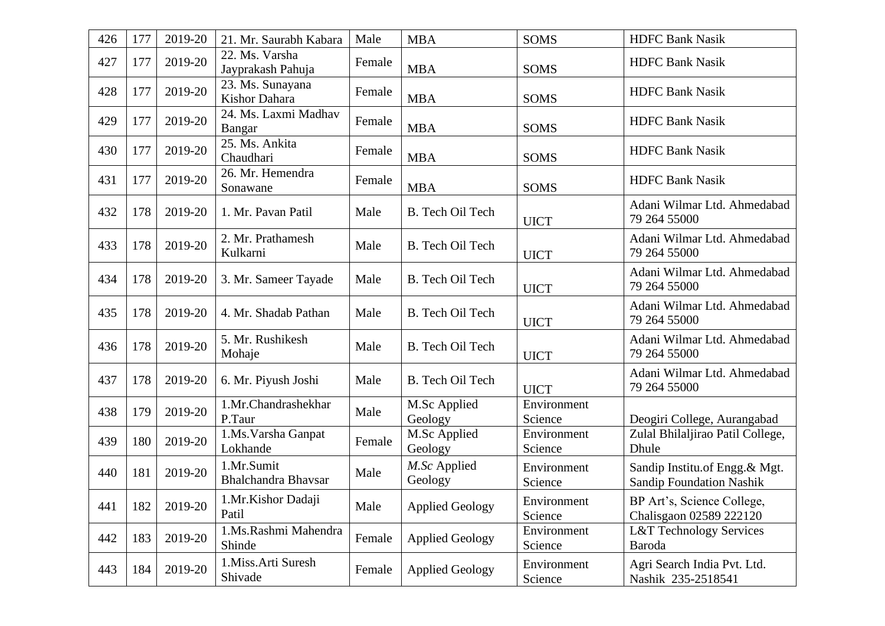| 426 | 177 | 2019-20 | 21. Mr. Saurabh Kabara | Male | MBA | SOMS | HDFC Bank Nasik |
|---|---|---|---|---|---|---|---|
| 427 | 177 | 2019-20 | 22. Ms. Varsha Jayprakash Pahuja | Female | MBA | SOMS | HDFC Bank Nasik |
| 428 | 177 | 2019-20 | 23. Ms. Sunayana Kishor Dahara | Female | MBA | SOMS | HDFC Bank Nasik |
| 429 | 177 | 2019-20 | 24. Ms. Laxmi Madhav Bangar | Female | MBA | SOMS | HDFC Bank Nasik |
| 430 | 177 | 2019-20 | 25. Ms. Ankita Chaudhari | Female | MBA | SOMS | HDFC Bank Nasik |
| 431 | 177 | 2019-20 | 26. Mr. Hemendra Sonawane | Female | MBA | SOMS | HDFC Bank Nasik |
| 432 | 178 | 2019-20 | 1. Mr. Pavan Patil | Male | B. Tech Oil Tech | UICT | Adani Wilmar Ltd. Ahmedabad 79 264 55000 |
| 433 | 178 | 2019-20 | 2. Mr. Prathamesh Kulkarni | Male | B. Tech Oil Tech | UICT | Adani Wilmar Ltd. Ahmedabad 79 264 55000 |
| 434 | 178 | 2019-20 | 3. Mr. Sameer Tayade | Male | B. Tech Oil Tech | UICT | Adani Wilmar Ltd. Ahmedabad 79 264 55000 |
| 435 | 178 | 2019-20 | 4. Mr. Shadab Pathan | Male | B. Tech Oil Tech | UICT | Adani Wilmar Ltd. Ahmedabad 79 264 55000 |
| 436 | 178 | 2019-20 | 5. Mr. Rushikesh Mohaje | Male | B. Tech Oil Tech | UICT | Adani Wilmar Ltd. Ahmedabad 79 264 55000 |
| 437 | 178 | 2019-20 | 6. Mr. Piyush Joshi | Male | B. Tech Oil Tech | UICT | Adani Wilmar Ltd. Ahmedabad 79 264 55000 |
| 438 | 179 | 2019-20 | 1.Mr.Chandrashekhar P.Taur | Male | M.Sc Applied Geology | Environment Science | Deogiri College, Aurangabad |
| 439 | 180 | 2019-20 | 1.Ms.Varsha Ganpat Lokhande | Female | M.Sc Applied Geology | Environment Science | Zulal Bhilaljirao Patil College, Dhule |
| 440 | 181 | 2019-20 | 1.Mr.Sumit Bhalchandra Bhavsar | Male | *M.Sc* Applied Geology | Environment Science | Sandip Institu.of Engg.& Mgt. Sandip Foundation Nashik |
| 441 | 182 | 2019-20 | 1.Mr.Kishor Dadaji Patil | Male | Applied Geology | Environment Science | BP Art's, Science College, Chalisgaon 02589 222120 |
| 442 | 183 | 2019-20 | 1.Ms.Rashmi Mahendra Shinde | Female | Applied Geology | Environment Science | L&T Technology Services Baroda |
| 443 | 184 | 2019-20 | 1.Miss.Arti Suresh Shivade | Female | Applied Geology | Environment Science | Agri Search India Pvt. Ltd. Nashik 235-2518541 |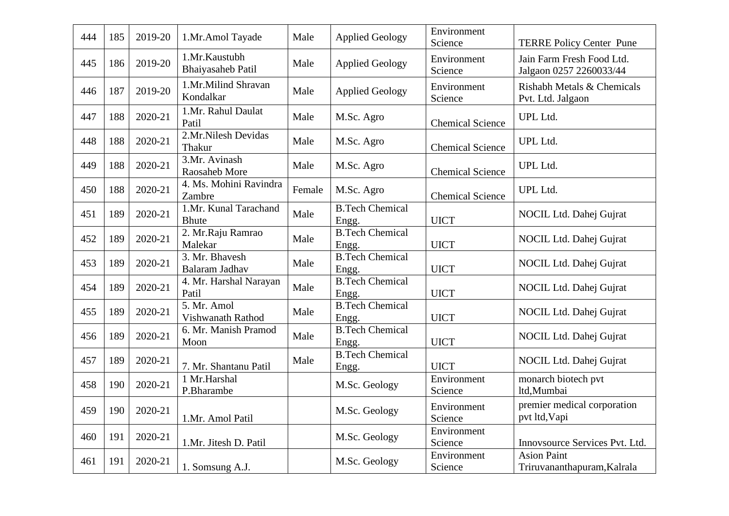| 444 | 185 | 2019-20 | 1.Mr.Amol Tayade | Male | Applied Geology | Environment Science | TERRE Policy Center Pune |
|---|---|---|---|---|---|---|---|
| 445 | 186 | 2019-20 | 1.Mr.Kaustubh Bhaiyasaheb Patil | Male | Applied Geology | Environment Science | Jain Farm Fresh Food Ltd. Jalgaon 0257 2260033/44 |
| 446 | 187 | 2019-20 | 1.Mr.Milind Shravan Kondalkar | Male | Applied Geology | Environment Science | Rishabh Metals & Chemicals Pvt. Ltd. Jalgaon |
| 447 | 188 | 2020-21 | 1.Mr. Rahul Daulat Patil | Male | M.Sc. Agro | Chemical Science | UPL Ltd. |
| 448 | 188 | 2020-21 | 2.Mr.Nilesh Devidas Thakur | Male | M.Sc. Agro | Chemical Science | UPL Ltd. |
| 449 | 188 | 2020-21 | 3.Mr. Avinash Raosaheb More | Male | M.Sc. Agro | Chemical Science | UPL Ltd. |
| 450 | 188 | 2020-21 | 4. Ms. Mohini Ravindra Zambre | Female | M.Sc. Agro | Chemical Science | UPL Ltd. |
| 451 | 189 | 2020-21 | 1.Mr. Kunal Tarachand Bhute | Male | B.Tech Chemical Engg. | UICT | NOCIL Ltd. Dahej Gujrat |
| 452 | 189 | 2020-21 | 2. Mr.Raju Ramrao Malekar | Male | B.Tech Chemical Engg. | UICT | NOCIL Ltd. Dahej Gujrat |
| 453 | 189 | 2020-21 | 3. Mr. Bhavesh Balaram Jadhav | Male | B.Tech Chemical Engg. | UICT | NOCIL Ltd. Dahej Gujrat |
| 454 | 189 | 2020-21 | 4. Mr. Harshal Narayan Patil | Male | B.Tech Chemical Engg. | UICT | NOCIL Ltd. Dahej Gujrat |
| 455 | 189 | 2020-21 | 5. Mr. Amol Vishwanath Rathod | Male | B.Tech Chemical Engg. | UICT | NOCIL Ltd. Dahej Gujrat |
| 456 | 189 | 2020-21 | 6. Mr. Manish Pramod Moon | Male | B.Tech Chemical Engg. | UICT | NOCIL Ltd. Dahej Gujrat |
| 457 | 189 | 2020-21 | 7. Mr. Shantanu Patil | Male | B.Tech Chemical Engg. | UICT | NOCIL Ltd. Dahej Gujrat |
| 458 | 190 | 2020-21 | 1 Mr.Harshal P.Bharambe | | M.Sc. Geology | Environment Science | monarch biotech pvt ltd,Mumbai |
| 459 | 190 | 2020-21 | 1.Mr. Amol Patil | | M.Sc. Geology | Environment Science | premier medical corporation pvt ltd,Vapi |
| 460 | 191 | 2020-21 | 1.Mr. Jitesh D. Patil | | M.Sc. Geology | Environment Science | Innovsource Services Pvt. Ltd. |
| 461 | 191 | 2020-21 | 1. Somsung A.J. | | M.Sc. Geology | Environment Science | Asion Paint Triruvananthapuram,Kalrala |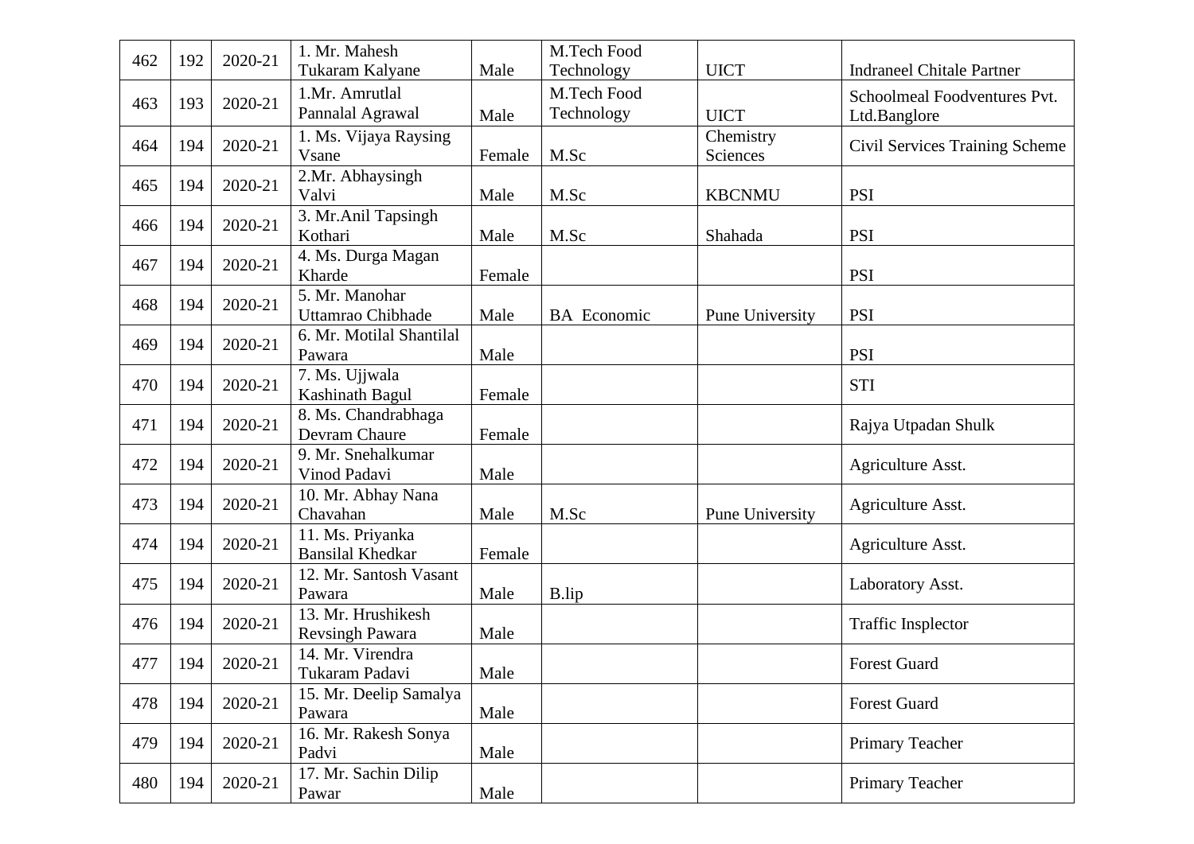| 462 | 192 | 2020-21 | 1. Mr. Mahesh Tukaram Kalyane | Male | M.Tech Food Technology | UICT | Indraneel Chitale Partner |
|---|---|---|---|---|---|---|---|
| 463 | 193 | 2020-21 | 1.Mr. Amrutlal Pannalal Agrawal | Male | M.Tech Food Technology | UICT | Schoolmeal Foodventures Pvt. Ltd.Banglore |
| 464 | 194 | 2020-21 | 1. Ms. Vijaya Raysing Vsane | Female | M.Sc | Chemistry Sciences | Civil Services Training Scheme |
| 465 | 194 | 2020-21 | 2.Mr. Abhaysingh Valvi | Male | M.Sc | KBCNMU | PSI |
| 466 | 194 | 2020-21 | 3. Mr.Anil Tapsingh Kothari | Male | M.Sc | Shahada | PSI |
| 467 | 194 | 2020-21 | 4. Ms. Durga Magan Kharde | Female | | | PSI |
| 468 | 194 | 2020-21 | 5. Mr. Manohar Uttamrao Chibhade | Male | BA Economic | Pune University | PSI |
| 469 | 194 | 2020-21 | 6. Mr. Motilal Shantilal Pawara | Male | | | PSI |
| 470 | 194 | 2020-21 | 7. Ms. Ujjwala Kashinath Bagul | Female | | | STI |
| 471 | 194 | 2020-21 | 8. Ms. Chandrabhaga Devram Chaure | Female | | | Rajya Utpadan Shulk |
| 472 | 194 | 2020-21 | 9. Mr. Snehalkumar Vinod Padavi | Male | | | Agriculture Asst. |
| 473 | 194 | 2020-21 | 10. Mr. Abhay Nana Chavahan | Male | M.Sc | Pune University | Agriculture Asst. |
| 474 | 194 | 2020-21 | 11. Ms. Priyanka Bansilal Khedkar | Female | | | Agriculture Asst. |
| 475 | 194 | 2020-21 | 12. Mr. Santosh Vasant Pawara | Male | B.lip | | Laboratory Asst. |
| 476 | 194 | 2020-21 | 13. Mr. Hrushikesh Revsingh Pawara | Male | | | Traffic Insplector |
| 477 | 194 | 2020-21 | 14. Mr. Virendra Tukaram Padavi | Male | | | Forest Guard |
| 478 | 194 | 2020-21 | 15. Mr. Deelip Samalya Pawara | Male | | | Forest Guard |
| 479 | 194 | 2020-21 | 16. Mr. Rakesh Sonya Padvi | Male | | | Primary Teacher |
| 480 | 194 | 2020-21 | 17. Mr. Sachin Dilip Pawar | Male | | | Primary Teacher |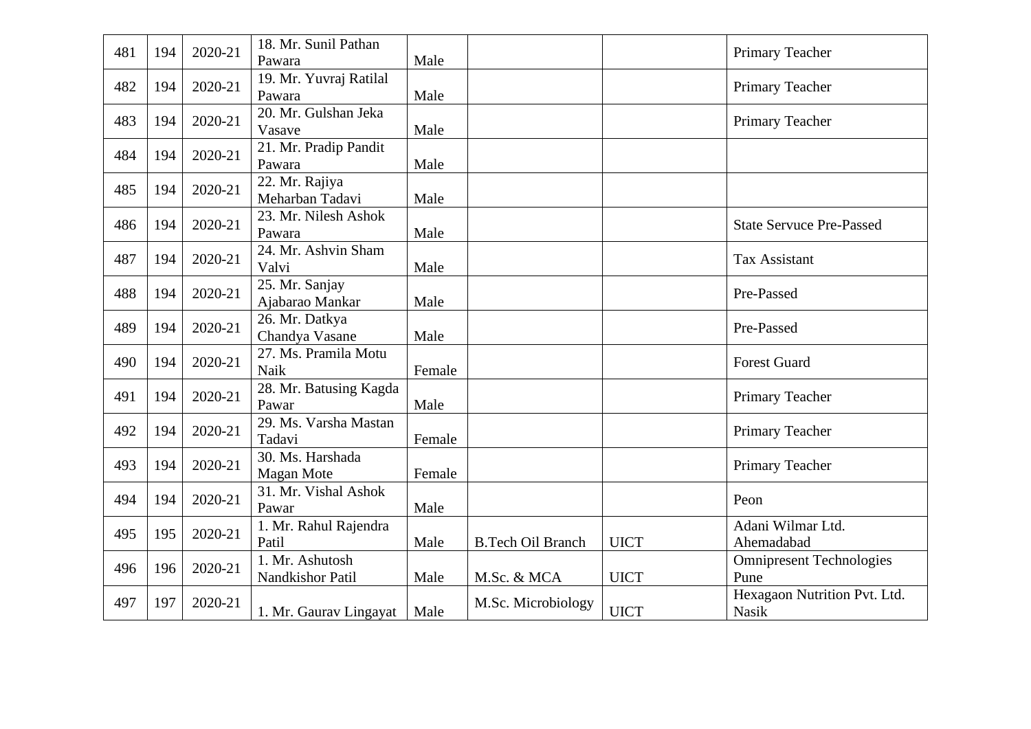| | | | | | | | |
|---|---|---|---|---|---|---|---|
| 481 | 194 | 2020-21 | 18. Mr. Sunil Pathan Pawara | Male | | | Primary Teacher |
| 482 | 194 | 2020-21 | 19. Mr. Yuvraj Ratilal Pawara | Male | | | Primary Teacher |
| 483 | 194 | 2020-21 | 20. Mr. Gulshan Jeka Vasave | Male | | | Primary Teacher |
| 484 | 194 | 2020-21 | 21. Mr. Pradip Pandit Pawara | Male | | | |
| 485 | 194 | 2020-21 | 22. Mr. Rajiya Meharban Tadavi | Male | | | |
| 486 | 194 | 2020-21 | 23. Mr. Nilesh Ashok Pawara | Male | | | State Servuce Pre-Passed |
| 487 | 194 | 2020-21 | 24. Mr. Ashvin Sham Valvi | Male | | | Tax Assistant |
| 488 | 194 | 2020-21 | 25. Mr. Sanjay Ajabarao Mankar | Male | | | Pre-Passed |
| 489 | 194 | 2020-21 | 26. Mr. Datkya Chandya Vasane | Male | | | Pre-Passed |
| 490 | 194 | 2020-21 | 27. Ms. Pramila Motu Naik | Female | | | Forest Guard |
| 491 | 194 | 2020-21 | 28. Mr. Batusing Kagda Pawar | Male | | | Primary Teacher |
| 492 | 194 | 2020-21 | 29. Ms. Varsha Mastan Tadavi | Female | | | Primary Teacher |
| 493 | 194 | 2020-21 | 30. Ms. Harshada Magan Mote | Female | | | Primary Teacher |
| 494 | 194 | 2020-21 | 31. Mr. Vishal Ashok Pawar | Male | | | Peon |
| 495 | 195 | 2020-21 | 1. Mr. Rahul Rajendra Patil | Male | B.Tech Oil Branch | UICT | Adani Wilmar Ltd. Ahemadabad |
| 496 | 196 | 2020-21 | 1. Mr. Ashutosh Nandkishor Patil | Male | M.Sc. & MCA | UICT | Omnipresent Technologies Pune |
| 497 | 197 | 2020-21 | 1. Mr. Gaurav Lingayat | Male | M.Sc. Microbiology | UICT | Hexagaon Nutrition Pvt. Ltd. Nasik |